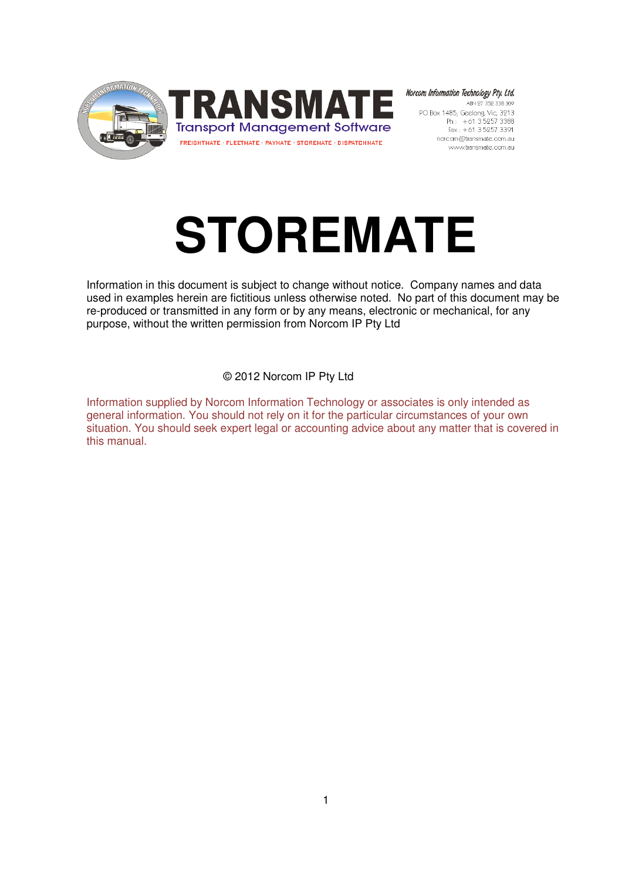**TRANSMATE**
Transport Management Software
FREIGHTMATE · FLEETMATE · PAYMATE · STOREMATE · DISPATCHMATE

*Norcom Information Technology Pty. Ltd.*
ABN 27 352 338 309
PO Box 1485, Geelong, Vic, 3213
Ph : +61 3 5257 3388
Fax : +61 3 5257 3391
norcom@transmate.com.au
www.transmate.com.au

# STOREMATE

Information in this document is subject to change without notice. Company names and data used in examples herein are fictitious unless otherwise noted. No part of this document may be re-produced or transmitted in any form or by any means, electronic or mechanical, for any purpose, without the written permission from Norcom IP Pty Ltd

© 2012 Norcom IP Pty Ltd

Information supplied by Norcom Information Technology or associates is only intended as general information. You should not rely on it for the particular circumstances of your own situation. You should seek expert legal or accounting advice about any matter that is covered in this manual.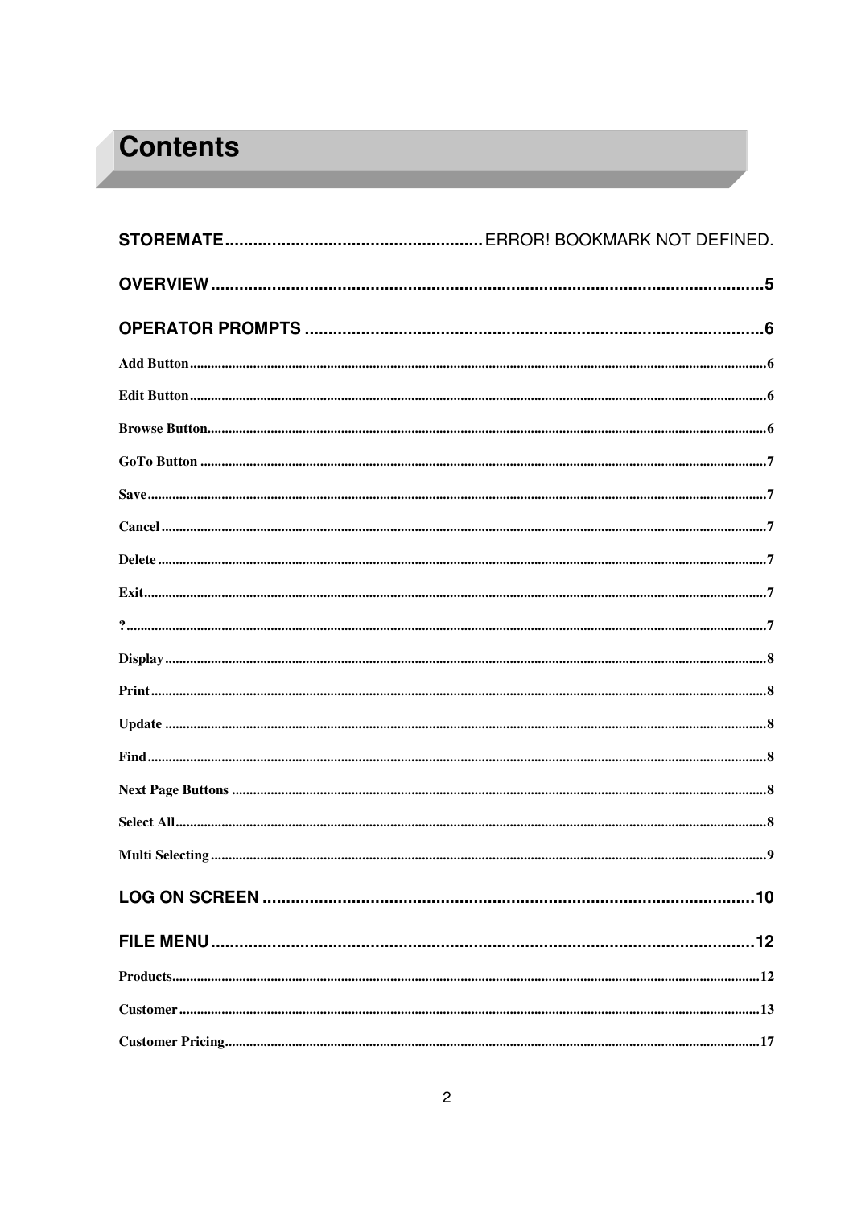# Contents

**STOREMATE** ...... ERROR! BOOKMARK NOT DEFINED.

**OVERVIEW** ...... 5

**OPERATOR PROMPTS** ...... 6

- Add Button ...... 6
- Edit Button ...... 6
- Browse Button ...... 6
- GoTo Button ...... 7
- Save ...... 7
- Cancel ...... 7
- Delete ...... 7
- Exit ...... 7
- ? ...... 7
- Display ...... 8
- Print ...... 8
- Update ...... 8
- Find ...... 8
- Next Page Buttons ...... 8
- Select All ...... 8
- Multi Selecting ...... 9

**LOG ON SCREEN** ...... 10

**FILE MENU** ...... 12

- Products ...... 12
- Customer ...... 13
- Customer Pricing ...... 17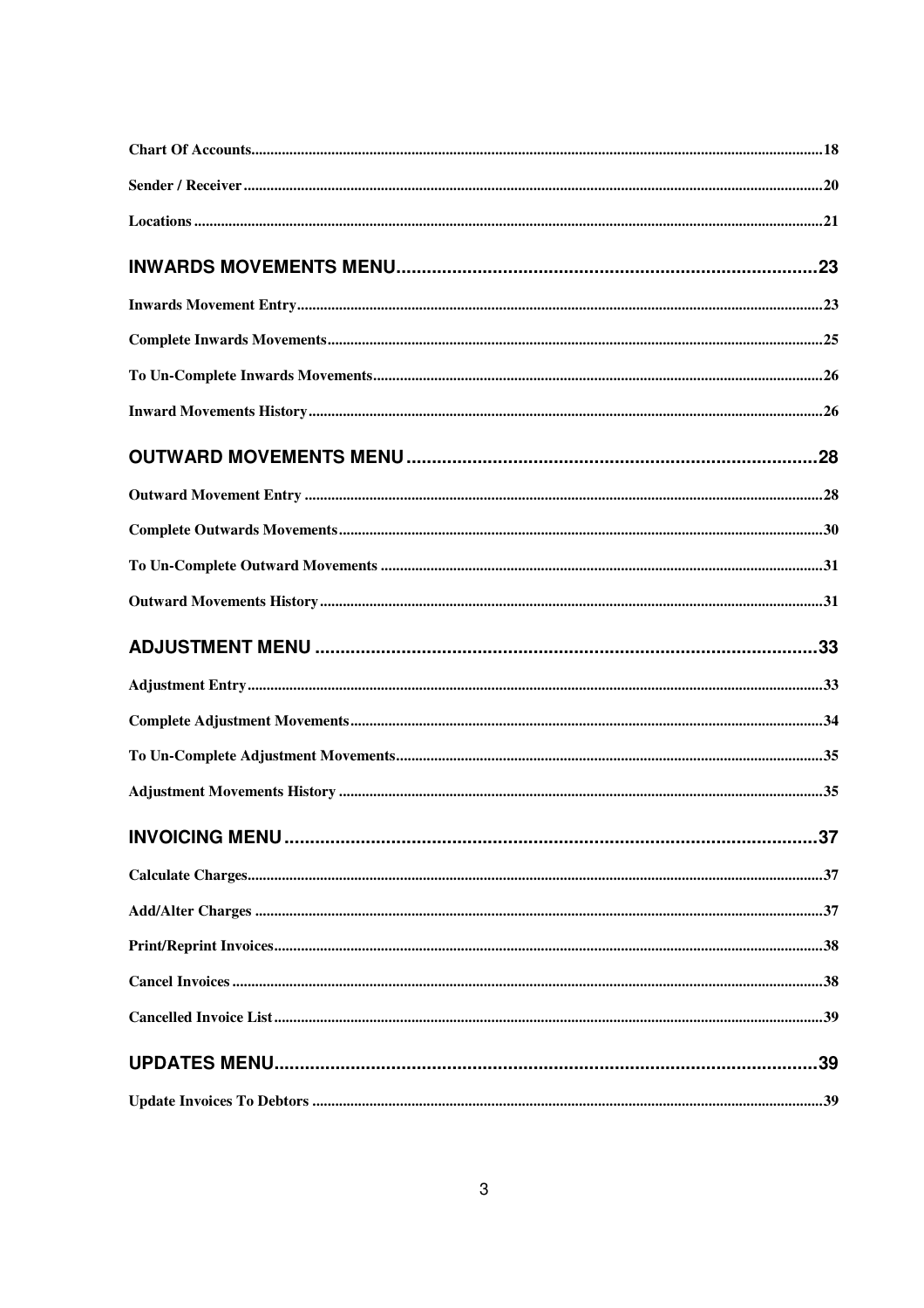Chart Of Accounts....................................................................................................................18

Sender / Receiver.....................................................................................................................20

Locations ..................................................................................................................................21

**INWARDS MOVEMENTS MENU...................................................................................23**

Inwards Movement Entry........................................................................................................23

Complete Inwards Movements................................................................................................25

To Un-Complete Inwards Movements....................................................................................26

Inward Movements History.....................................................................................................26

**OUTWARD MOVEMENTS MENU.................................................................................28**

Outward Movement Entry ......................................................................................................28

Complete Outwards Movements.............................................................................................30

To Un-Complete Outward Movements ..................................................................................31

Outward Movements History..................................................................................................31

**ADJUSTMENT MENU ..................................................................................................33**

Adjustment Entry.....................................................................................................................33

Complete Adjustment Movements..........................................................................................34

To Un-Complete Adjustment Movements..............................................................................35

Adjustment Movements History .............................................................................................35

**INVOICING MENU..........................................................................................................37**

Calculate Charges....................................................................................................................37

Add/Alter Charges ..................................................................................................................37

Print/Reprint Invoices.............................................................................................................38

Cancel Invoices ........................................................................................................................38

Cancelled Invoice List.............................................................................................................39

**UPDATES MENU............................................................................................................39**

Update Invoices To Debtors ...................................................................................................39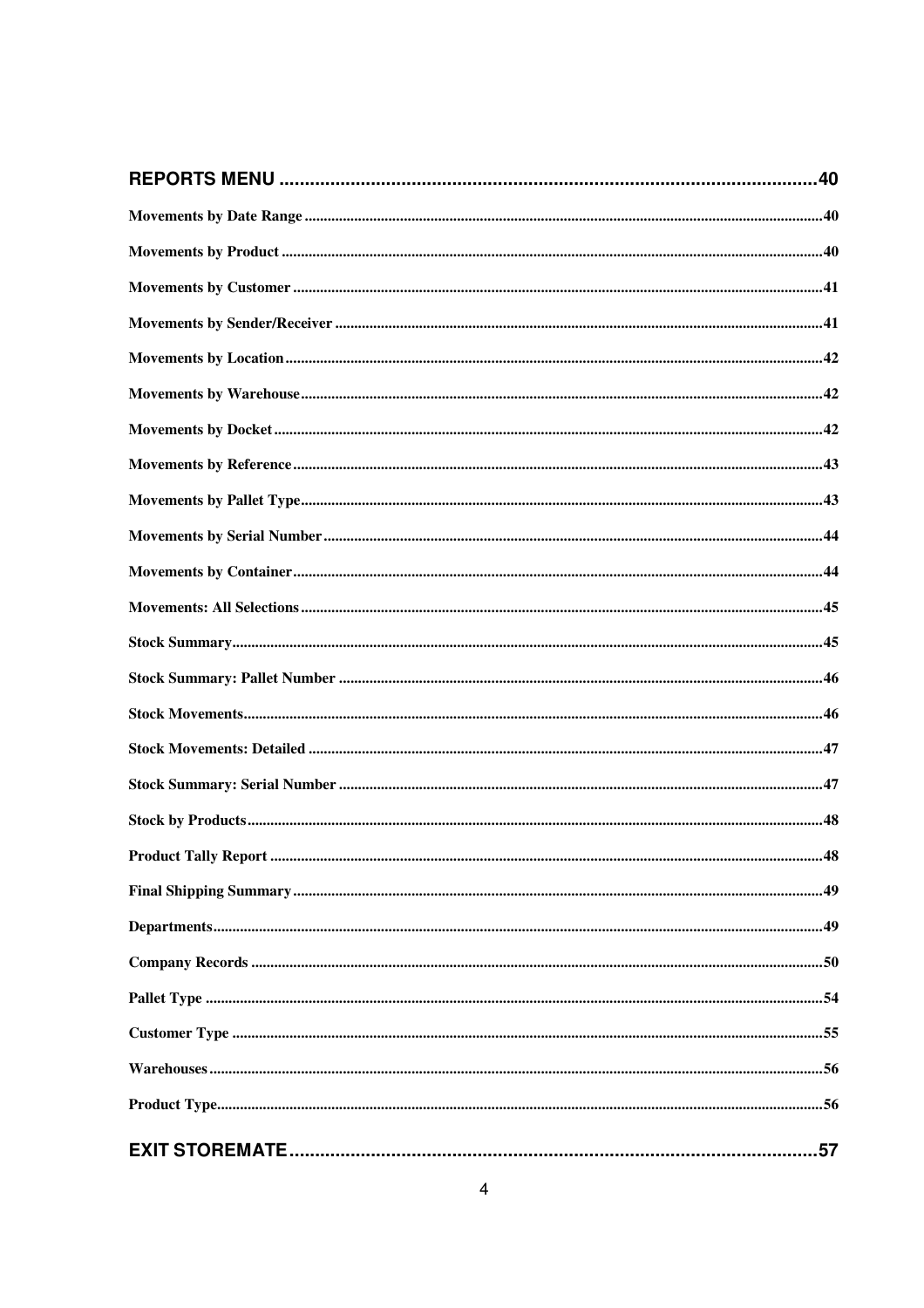**REPORTS MENU** ........................................................................................................40

Movements by Date Range ........................................................................................................40

Movements by Product ........................................................................................................40

Movements by Customer ........................................................................................................41

Movements by Sender/Receiver ........................................................................................................41

Movements by Location ........................................................................................................42

Movements by Warehouse ........................................................................................................42

Movements by Docket ........................................................................................................42

Movements by Reference ........................................................................................................43

Movements by Pallet Type ........................................................................................................43

Movements by Serial Number ........................................................................................................44

Movements by Container ........................................................................................................44

Movements: All Selections ........................................................................................................45

Stock Summary ........................................................................................................45

Stock Summary: Pallet Number ........................................................................................................46

Stock Movements ........................................................................................................46

Stock Movements: Detailed ........................................................................................................47

Stock Summary: Serial Number ........................................................................................................47

Stock by Products ........................................................................................................48

Product Tally Report ........................................................................................................48

Final Shipping Summary ........................................................................................................49

Departments ........................................................................................................49

Company Records ........................................................................................................50

Pallet Type ........................................................................................................54

Customer Type ........................................................................................................55

Warehouses ........................................................................................................56

Product Type ........................................................................................................56

**EXIT STOREMATE** ........................................................................................................57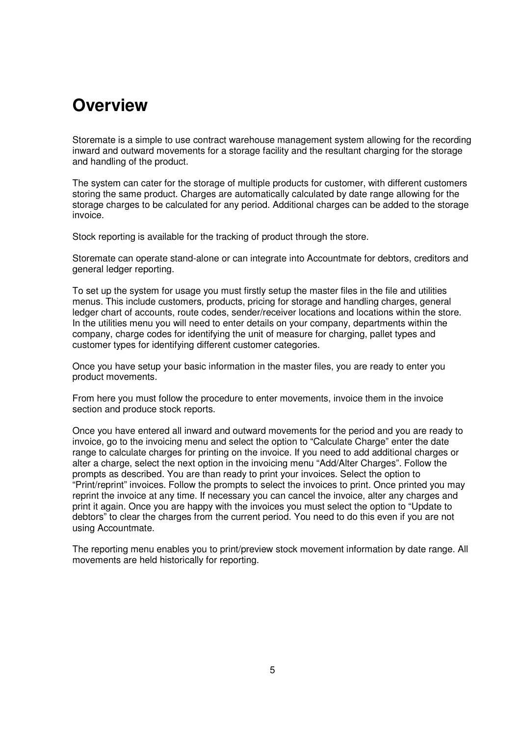# Overview

Storemate is a simple to use contract warehouse management system allowing for the recording inward and outward movements for a storage facility and the resultant charging for the storage and handling of the product.

The system can cater for the storage of multiple products for customer, with different customers storing the same product. Charges are automatically calculated by date range allowing for the storage charges to be calculated for any period. Additional charges can be added to the storage invoice.

Stock reporting is available for the tracking of product through the store.

Storemate can operate stand-alone or can integrate into Accountmate for debtors, creditors and general ledger reporting.

To set up the system for usage you must firstly setup the master files in the file and utilities menus. This include customers, products, pricing for storage and handling charges, general ledger chart of accounts, route codes, sender/receiver locations and locations within the store. In the utilities menu you will need to enter details on your company, departments within the company, charge codes for identifying the unit of measure for charging, pallet types and customer types for identifying different customer categories.

Once you have setup your basic information in the master files, you are ready to enter you product movements.

From here you must follow the procedure to enter movements, invoice them in the invoice section and produce stock reports.

Once you have entered all inward and outward movements for the period and you are ready to invoice, go to the invoicing menu and select the option to "Calculate Charge" enter the date range to calculate charges for printing on the invoice. If you need to add additional charges or alter a charge, select the next option in the invoicing menu "Add/Alter Charges". Follow the prompts as described. You are than ready to print your invoices. Select the option to "Print/reprint" invoices. Follow the prompts to select the invoices to print. Once printed you may reprint the invoice at any time. If necessary you can cancel the invoice, alter any charges and print it again. Once you are happy with the invoices you must select the option to "Update to debtors" to clear the charges from the current period. You need to do this even if you are not using Accountmate.

The reporting menu enables you to print/preview stock movement information by date range. All movements are held historically for reporting.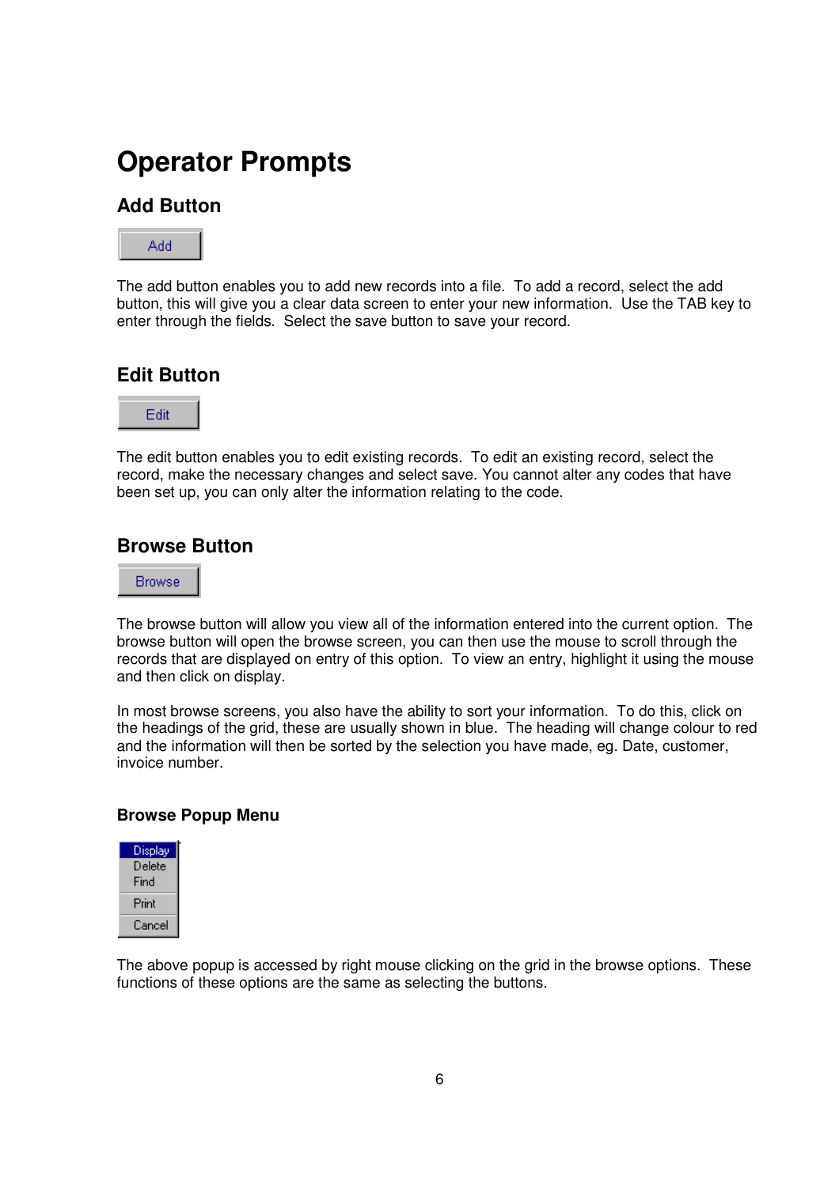# Operator Prompts

## Add Button

Add

The add button enables you to add new records into a file. To add a record, select the add button, this will give you a clear data screen to enter your new information. Use the TAB key to enter through the fields. Select the save button to save your record.

## Edit Button

Edit

The edit button enables you to edit existing records. To edit an existing record, select the record, make the necessary changes and select save. You cannot alter any codes that have been set up, you can only alter the information relating to the code.

## Browse Button

Browse

The browse button will allow you view all of the information entered into the current option. The browse button will open the browse screen, you can then use the mouse to scroll through the records that are displayed on entry of this option. To view an entry, highlight it using the mouse and then click on display.

In most browse screens, you also have the ability to sort your information. To do this, click on the headings of the grid, these are usually shown in blue. The heading will change colour to red and the information will then be sorted by the selection you have made, eg. Date, customer, invoice number.

### Browse Popup Menu

Display
Delete
Find
Print
Cancel

The above popup is accessed by right mouse clicking on the grid in the browse options. These functions of these options are the same as selecting the buttons.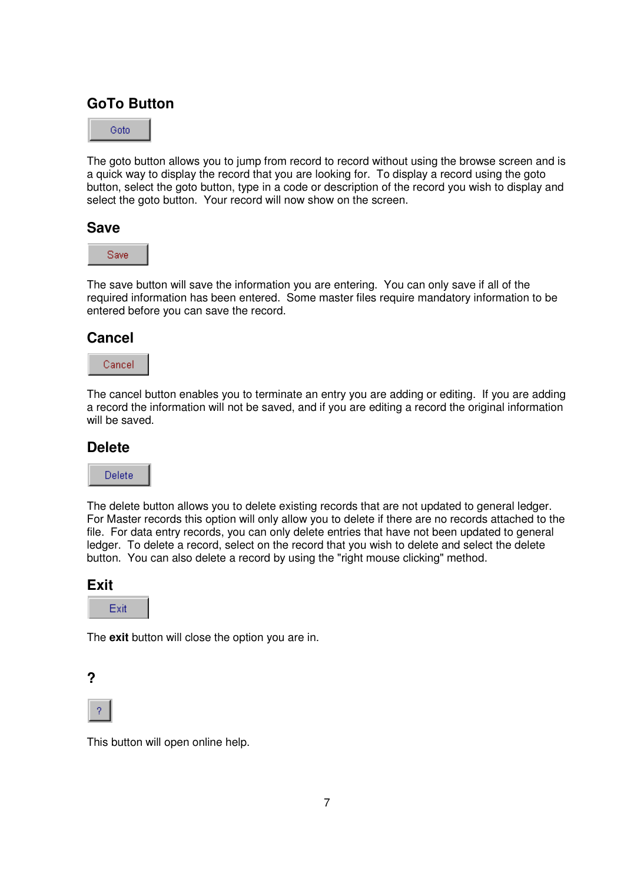## GoTo Button

Goto

The goto button allows you to jump from record to record without using the browse screen and is a quick way to display the record that you are looking for. To display a record using the goto button, select the goto button, type in a code or description of the record you wish to display and select the goto button. Your record will now show on the screen.

## Save

Save

The save button will save the information you are entering. You can only save if all of the required information has been entered. Some master files require mandatory information to be entered before you can save the record.

## Cancel

Cancel

The cancel button enables you to terminate an entry you are adding or editing. If you are adding a record the information will not be saved, and if you are editing a record the original information will be saved.

## Delete

Delete

The delete button allows you to delete existing records that are not updated to general ledger. For Master records this option will only allow you to delete if there are no records attached to the file. For data entry records, you can only delete entries that have not been updated to general ledger. To delete a record, select on the record that you wish to delete and select the delete button. You can also delete a record by using the "right mouse clicking" method.

## Exit

Exit

The **exit** button will close the option you are in.

## ?

?

This button will open online help.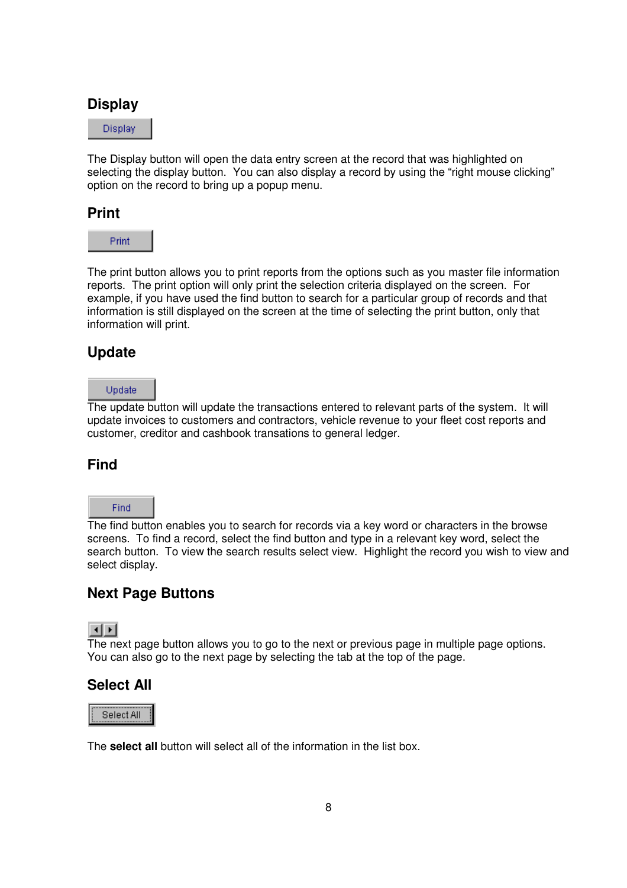## Display

The Display button will open the data entry screen at the record that was highlighted on selecting the display button. You can also display a record by using the "right mouse clicking" option on the record to bring up a popup menu.

## Print

The print button allows you to print reports from the options such as you master file information reports. The print option will only print the selection criteria displayed on the screen. For example, if you have used the find button to search for a particular group of records and that information is still displayed on the screen at the time of selecting the print button, only that information will print.

## Update

The update button will update the transactions entered to relevant parts of the system. It will update invoices to customers and contractors, vehicle revenue to your fleet cost reports and customer, creditor and cashbook transations to general ledger.

## Find

The find button enables you to search for records via a key word or characters in the browse screens. To find a record, select the find button and type in a relevant key word, select the search button. To view the search results select view. Highlight the record you wish to view and select display.

## Next Page Buttons

The next page button allows you to go to the next or previous page in multiple page options. You can also go to the next page by selecting the tab at the top of the page.

## Select All

The **select all** button will select all of the information in the list box.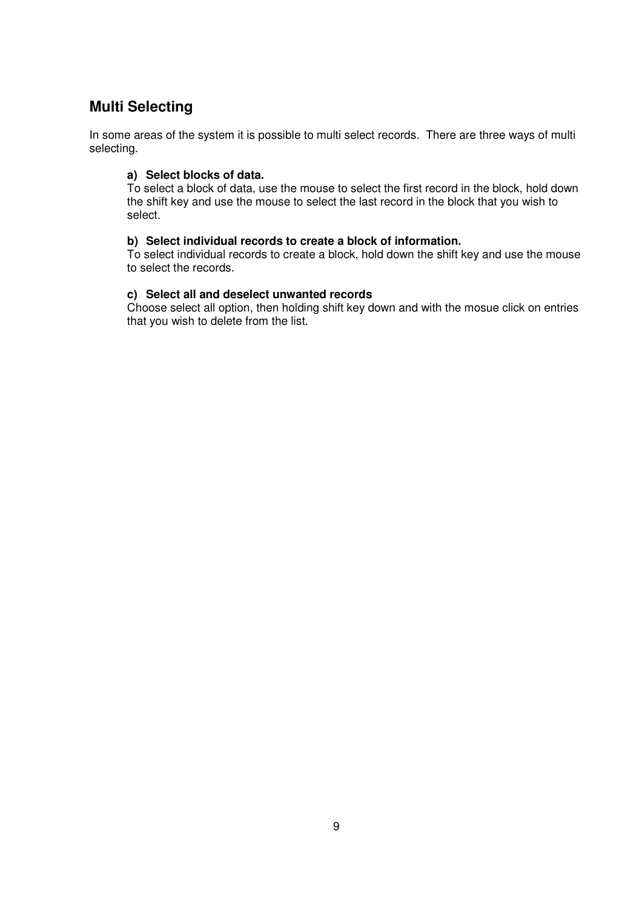## Multi Selecting

In some areas of the system it is possible to multi select records.  There are three ways of multi selecting.

**a) Select blocks of data.**
To select a block of data, use the mouse to select the first record in the block, hold down the shift key and use the mouse to select the last record in the block that you wish to select.

**b) Select individual records to create a block of information.**
To select individual records to create a block, hold down the shift key and use the mouse to select the records.

**c) Select all and deselect unwanted records**
Choose select all option, then holding shift key down and with the mosue click on entries that you wish to delete from the list.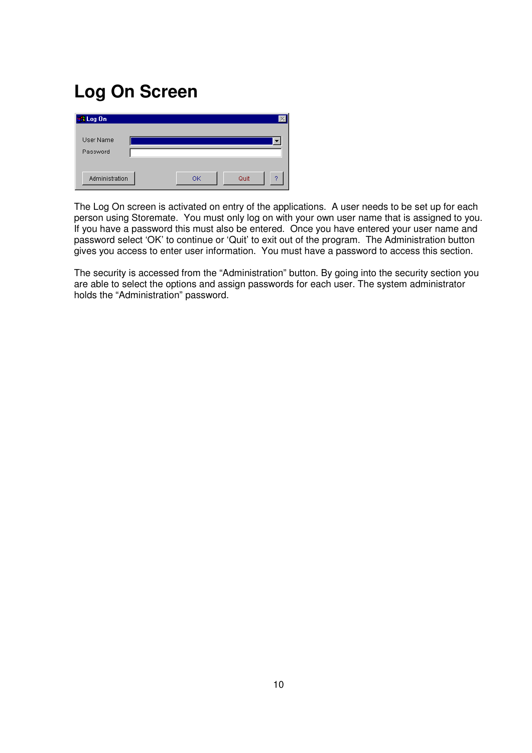# Log On Screen

The Log On screen is activated on entry of the applications. A user needs to be set up for each person using Storemate. You must only log on with your own user name that is assigned to you. If you have a password this must also be entered. Once you have entered your user name and password select 'OK' to continue or 'Quit' to exit out of the program. The Administration button gives you access to enter user information. You must have a password to access this section.

The security is accessed from the "Administration" button. By going into the security section you are able to select the options and assign passwords for each user. The system administrator holds the "Administration" password.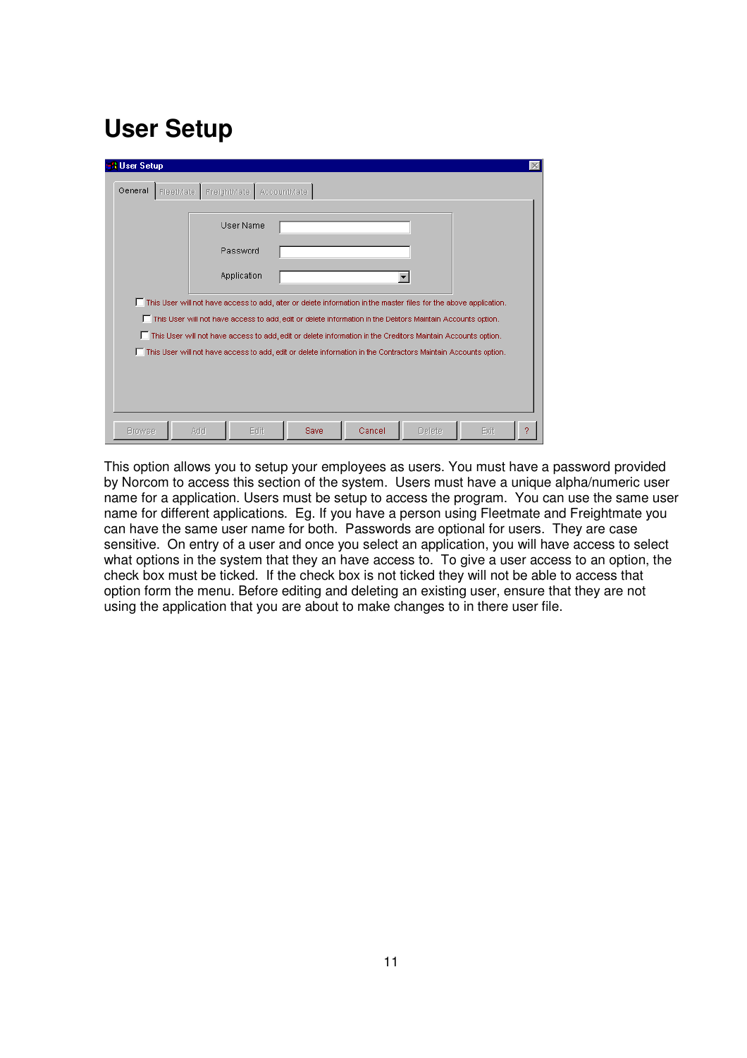# User Setup

This option allows you to setup your employees as users. You must have a password provided by Norcom to access this section of the system.  Users must have a unique alpha/numeric user name for a application. Users must be setup to access the program.  You can use the same user name for different applications.  Eg. If you have a person using Fleetmate and Freightmate you can have the same user name for both.  Passwords are optional for users.  They are case sensitive.  On entry of a user and once you select an application, you will have access to select what options in the system that they an have access to.  To give a user access to an option, the check box must be ticked.  If the check box is not ticked they will not be able to access that option form the menu. Before editing and deleting an existing user, ensure that they are not using the application that you are about to make changes to in there user file.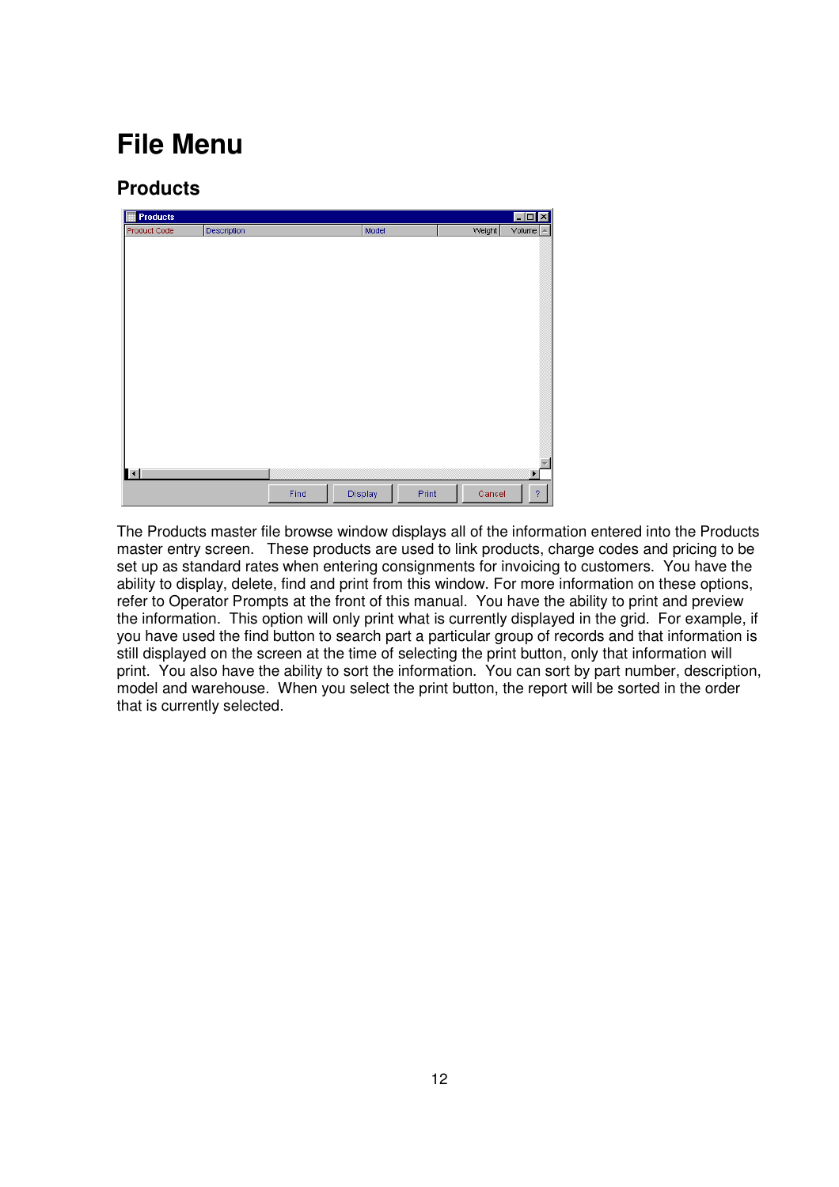# File Menu

## Products

The Products master file browse window displays all of the information entered into the Products master entry screen. These products are used to link products, charge codes and pricing to be set up as standard rates when entering consignments for invoicing to customers. You have the ability to display, delete, find and print from this window. For more information on these options, refer to Operator Prompts at the front of this manual. You have the ability to print and preview the information. This option will only print what is currently displayed in the grid. For example, if you have used the find button to search part a particular group of records and that information is still displayed on the screen at the time of selecting the print button, only that information will print. You also have the ability to sort the information. You can sort by part number, description, model and warehouse. When you select the print button, the report will be sorted in the order that is currently selected.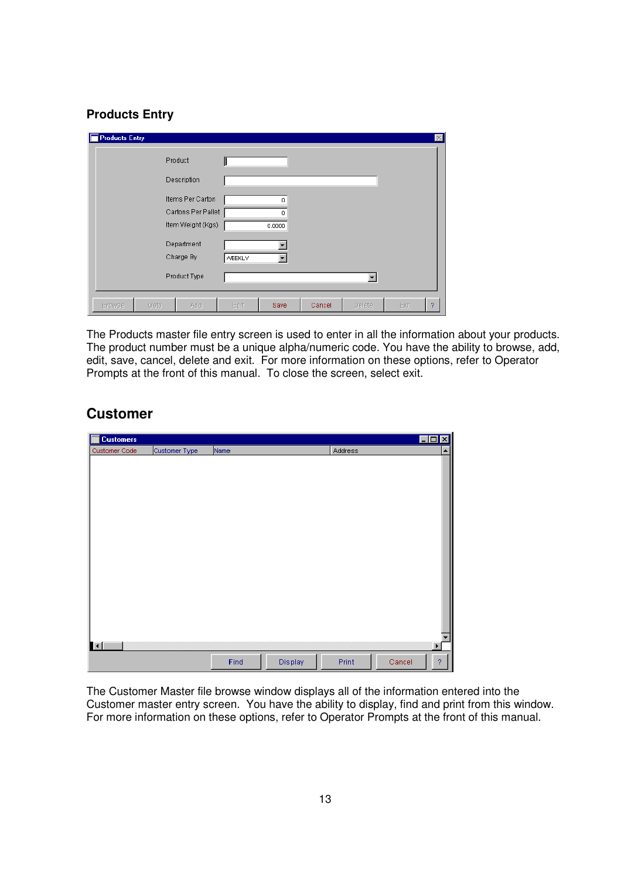## Products Entry

The Products master file entry screen is used to enter in all the information about your products. The product number must be a unique alpha/numeric code. You have the ability to browse, add, edit, save, cancel, delete and exit. For more information on these options, refer to Operator Prompts at the front of this manual. To close the screen, select exit.

## Customer

The Customer Master file browse window displays all of the information entered into the Customer master entry screen. You have the ability to display, find and print from this window. For more information on these options, refer to Operator Prompts at the front of this manual.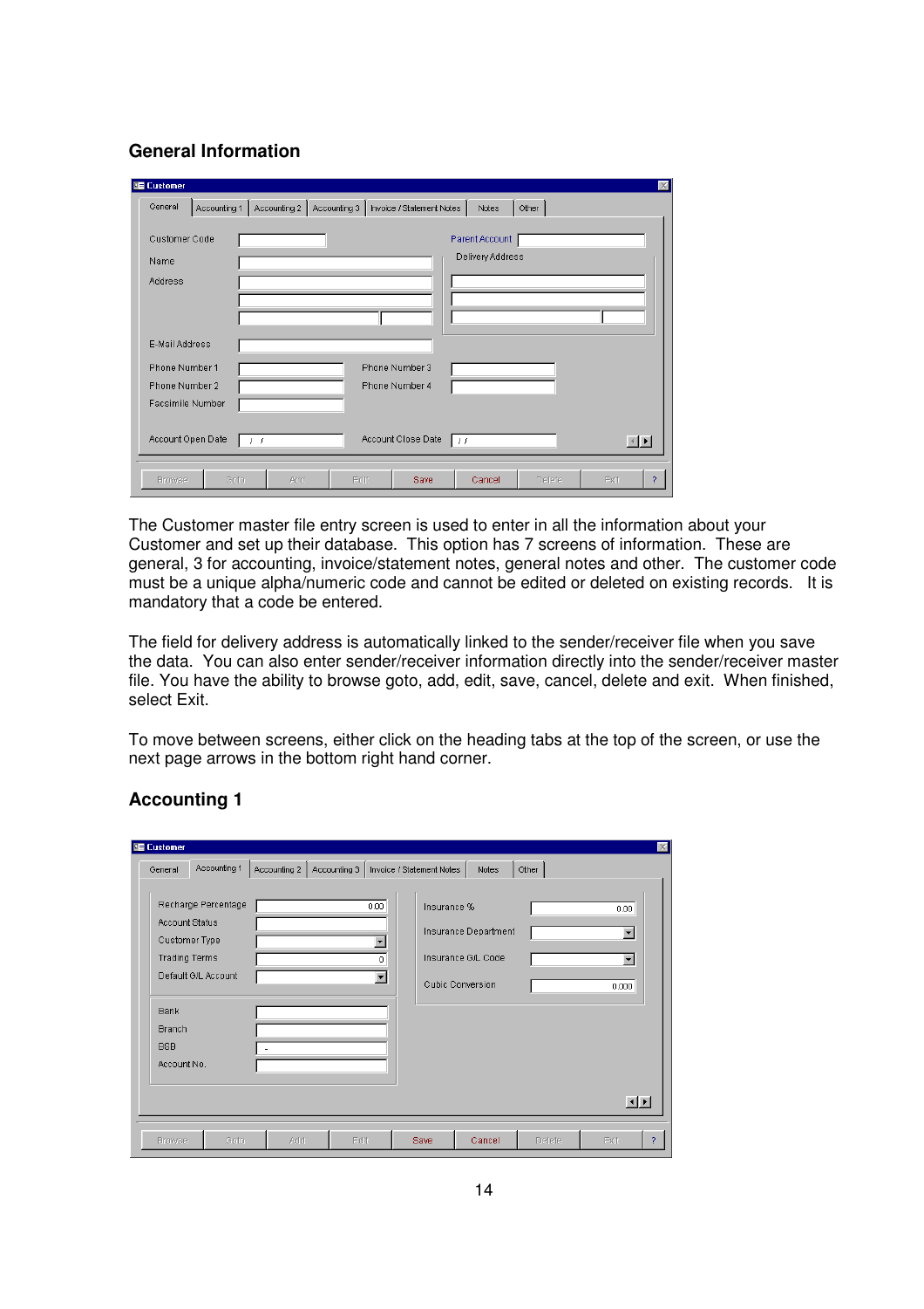## General Information

The Customer master file entry screen is used to enter in all the information about your Customer and set up their database. This option has 7 screens of information. These are general, 3 for accounting, invoice/statement notes, general notes and other. The customer code must be a unique alpha/numeric code and cannot be edited or deleted on existing records. It is mandatory that a code be entered.

The field for delivery address is automatically linked to the sender/receiver file when you save the data. You can also enter sender/receiver information directly into the sender/receiver master file. You have the ability to browse goto, add, edit, save, cancel, delete and exit. When finished, select Exit.

To move between screens, either click on the heading tabs at the top of the screen, or use the next page arrows in the bottom right hand corner.

## Accounting 1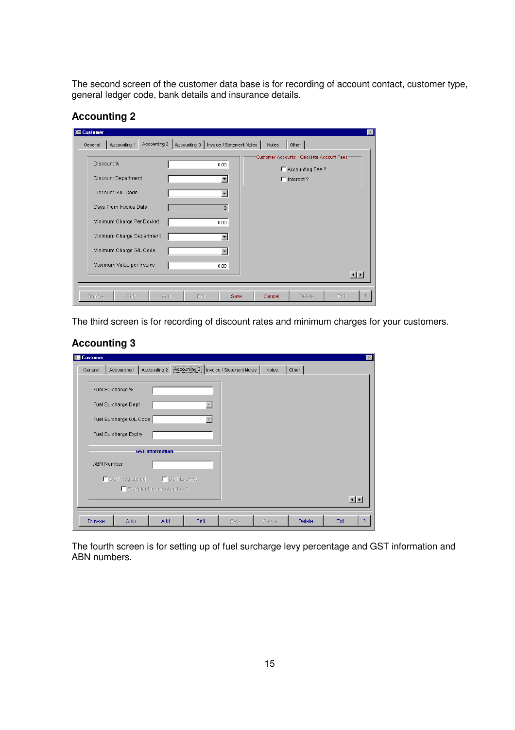The second screen of the customer data base is for recording of account contact, customer type, general ledger code, bank details and insurance details.

## Accounting 2

Customer

General | Accounting 1 | Accounting 2 | Accounting 3 | Invoice / Statement Notes | Notes | Other

| Field | Value |
| --- | --- |
| Discount % | 0.00 |
| Discount Department | |
| Discount G/L Code | |
| Days From Invoice Date | 0 |
| Minimum Charge Per Docket | 0.00 |
| Minimum Charge Department | |
| Minimum Charge G/L Code | |
| Maximum Value per Invoice | 0.00 |

Customer Accounts - Calculate Account Fees

- Accounting Fee ?
- Interest ?

Browse | Goto | Add | Edit | Save | Cancel | Delete | Exit | ?

The third screen is for recording of discount rates and minimum charges for your customers.

## Accounting 3

Customer

General | Accounting 1 | Accounting 2 | Accounting 3 | Invoice / Statement Notes | Notes | Other

| Field | Value |
| --- | --- |
| Fuel Surcharge % | |
| Fuel Surcharge Dept. | |
| Fuel Surcharge G/L Code | |
| Fuel Surcharge Expiry | |

GST Information

| Field | Value |
| --- | --- |
| ABN Number | |

- GST Registered
- GST Exempt
- Recipient Invoice Applies ?

Browse | Goto | Add | Edit | Save | Cancel | Delete | Exit | ?

The fourth screen is for setting up of fuel surcharge levy percentage and GST information and ABN numbers.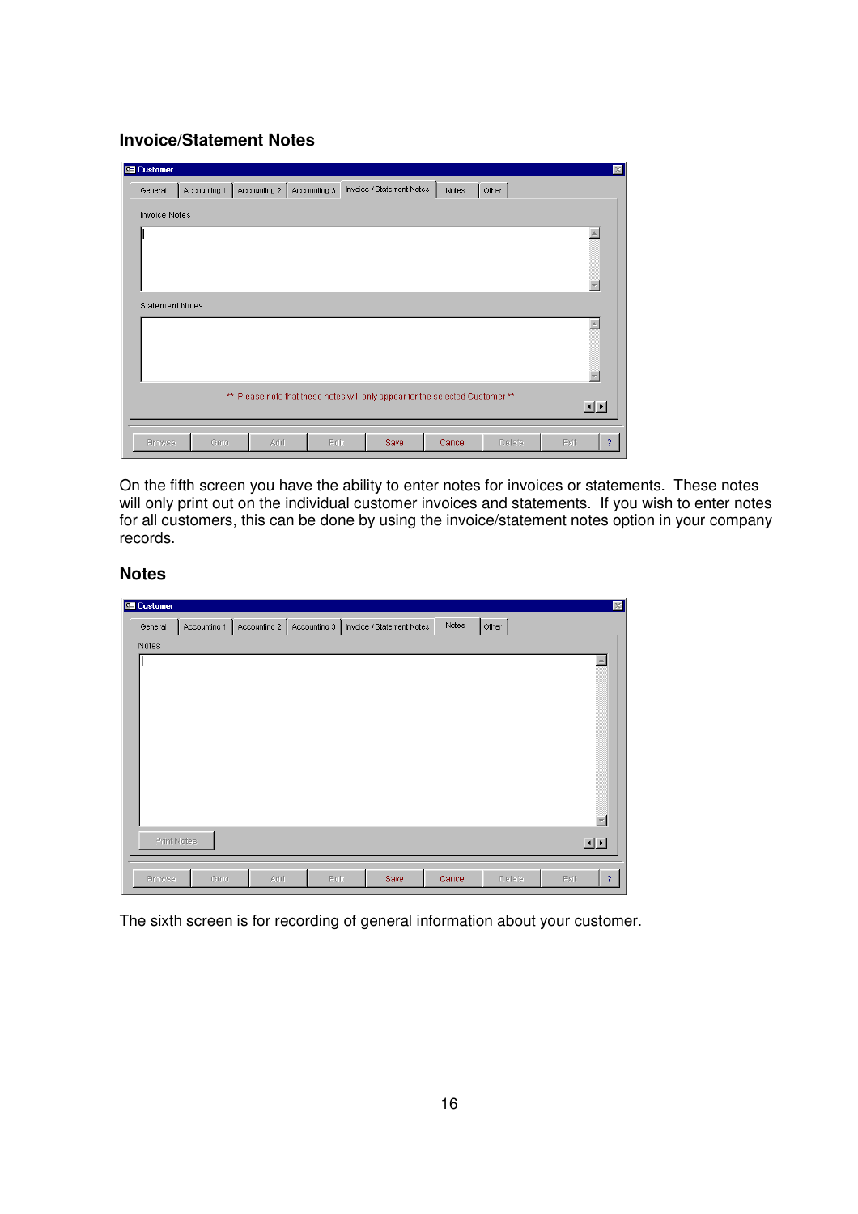## Invoice/Statement Notes

On the fifth screen you have the ability to enter notes for invoices or statements. These notes will only print out on the individual customer invoices and statements. If you wish to enter notes for all customers, this can be done by using the invoice/statement notes option in your company records.

## Notes

The sixth screen is for recording of general information about your customer.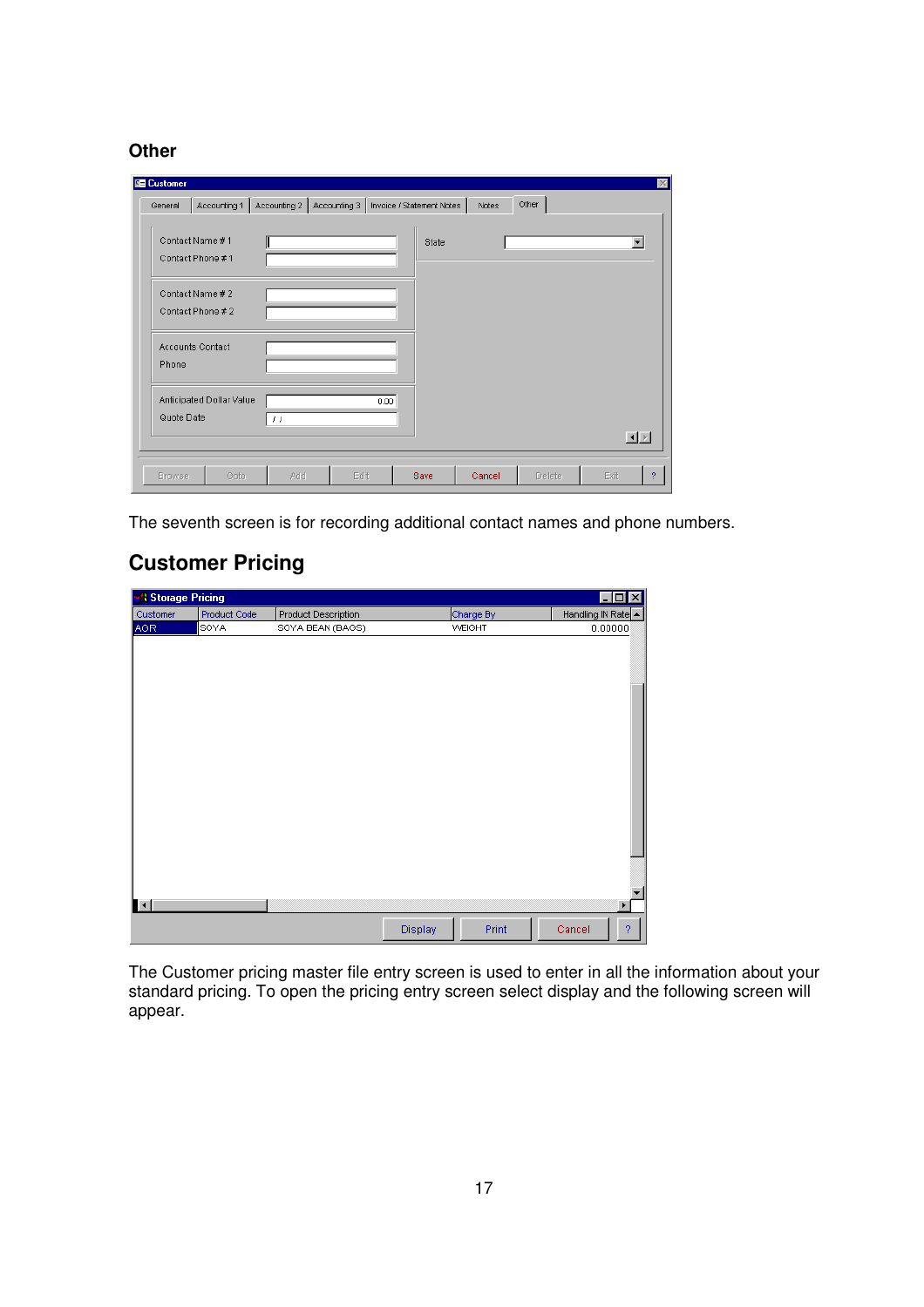## Other

The seventh screen is for recording additional contact names and phone numbers.

## Customer Pricing

The Customer pricing master file entry screen is used to enter in all the information about your standard pricing. To open the pricing entry screen select display and the following screen will appear.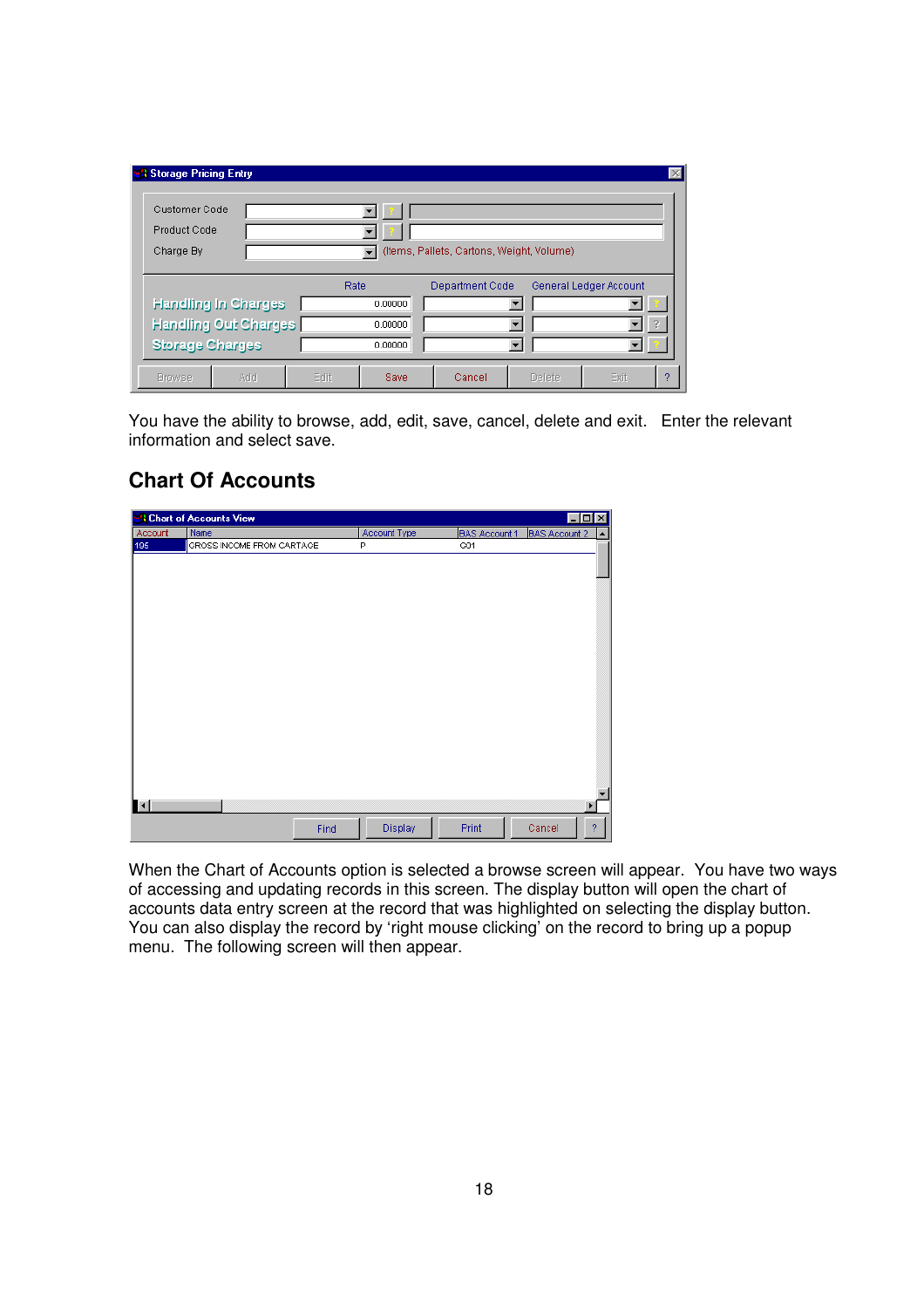You have the ability to browse, add, edit, save, cancel, delete and exit. Enter the relevant information and select save.

## Chart Of Accounts

When the Chart of Accounts option is selected a browse screen will appear. You have two ways of accessing and updating records in this screen. The display button will open the chart of accounts data entry screen at the record that was highlighted on selecting the display button. You can also display the record by 'right mouse clicking' on the record to bring up a popup menu. The following screen will then appear.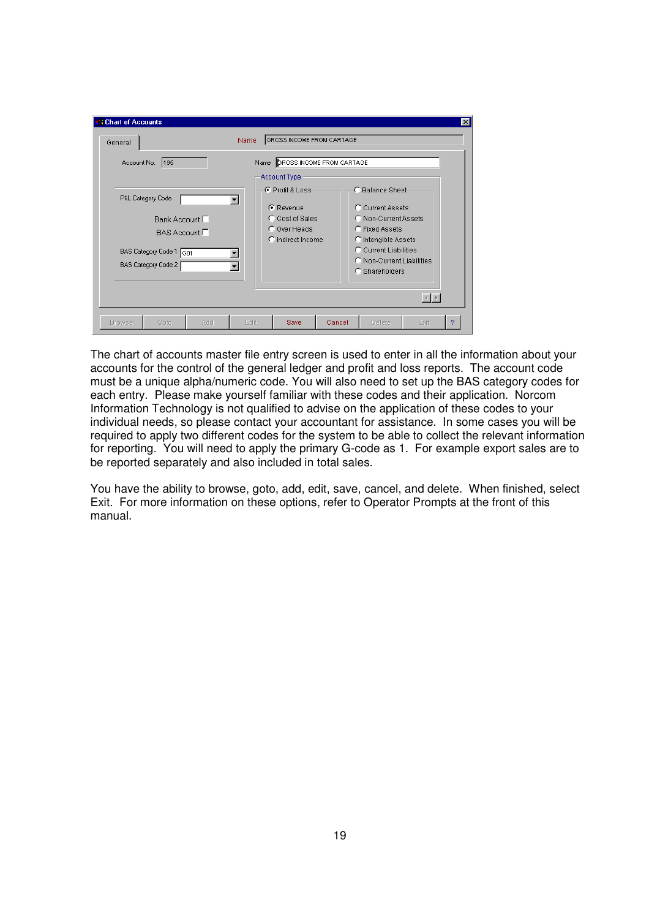The chart of accounts master file entry screen is used to enter in all the information about your accounts for the control of the general ledger and profit and loss reports. The account code must be a unique alpha/numeric code. You will also need to set up the BAS category codes for each entry. Please make yourself familiar with these codes and their application. Norcom Information Technology is not qualified to advise on the application of these codes to your individual needs, so please contact your accountant for assistance. In some cases you will be required to apply two different codes for the system to be able to collect the relevant information for reporting. You will need to apply the primary G-code as 1. For example export sales are to be reported separately and also included in total sales.

You have the ability to browse, goto, add, edit, save, cancel, and delete. When finished, select Exit. For more information on these options, refer to Operator Prompts at the front of this manual.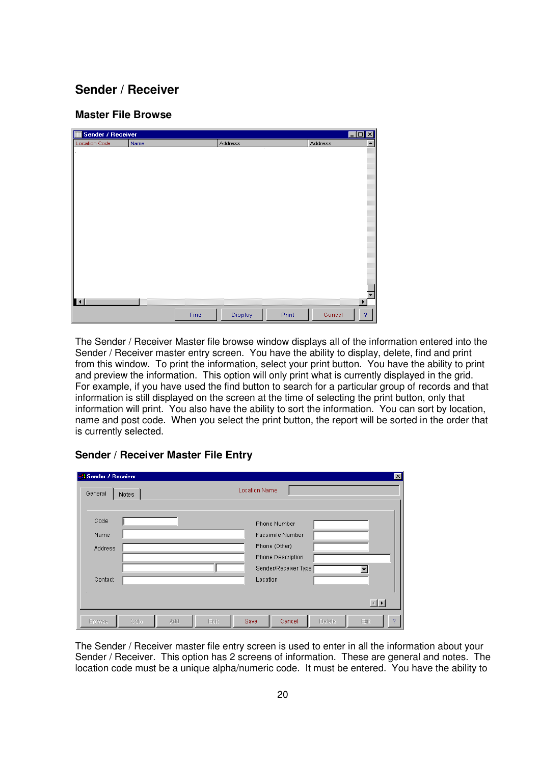## Sender / Receiver

### Master File Browse

The Sender / Receiver Master file browse window displays all of the information entered into the Sender / Receiver master entry screen. You have the ability to display, delete, find and print from this window. To print the information, select your print button. You have the ability to print and preview the information. This option will only print what is currently displayed in the grid. For example, if you have used the find button to search for a particular group of records and that information is still displayed on the screen at the time of selecting the print button, only that information will print. You also have the ability to sort the information. You can sort by location, name and post code. When you select the print button, the report will be sorted in the order that is currently selected.

### Sender / Receiver Master File Entry

The Sender / Receiver master file entry screen is used to enter in all the information about your Sender / Receiver. This option has 2 screens of information. These are general and notes. The location code must be a unique alpha/numeric code. It must be entered. You have the ability to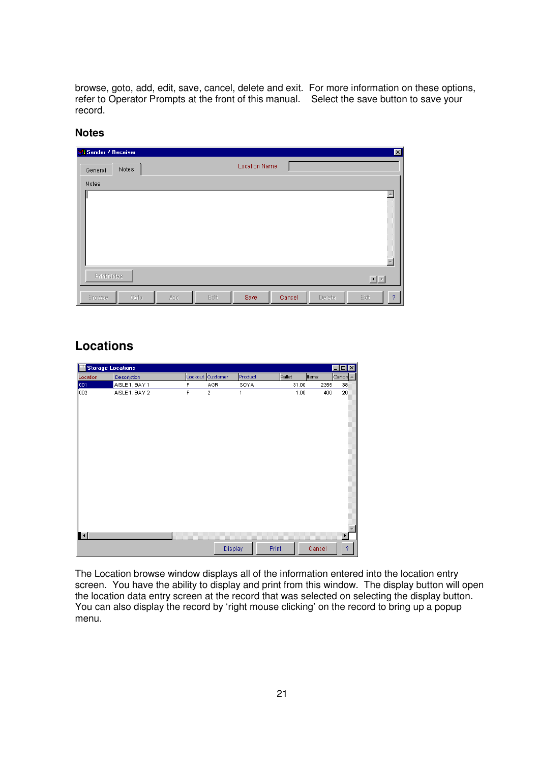browse, goto, add, edit, save, cancel, delete and exit. For more information on these options, refer to Operator Prompts at the front of this manual. Select the save button to save your record.

## Notes

## Locations

The Location browse window displays all of the information entered into the location entry screen. You have the ability to display and print from this window. The display button will open the location data entry screen at the record that was selected on selecting the display button. You can also display the record by 'right mouse clicking' on the record to bring up a popup menu.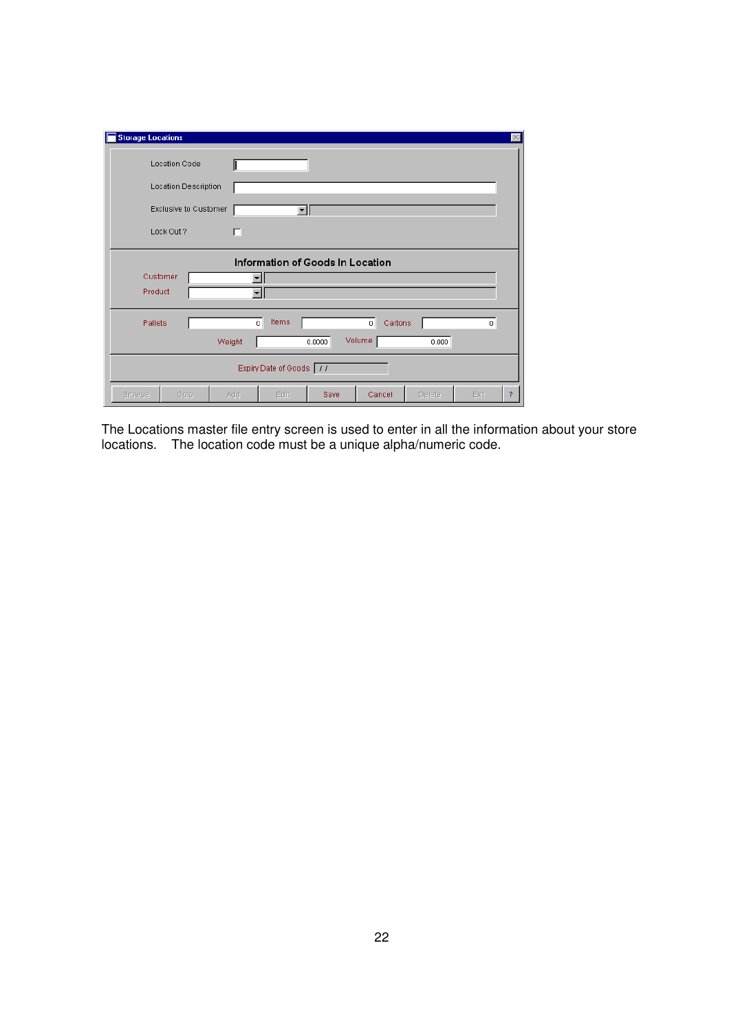The Locations master file entry screen is used to enter in all the information about your store locations. The location code must be a unique alpha/numeric code.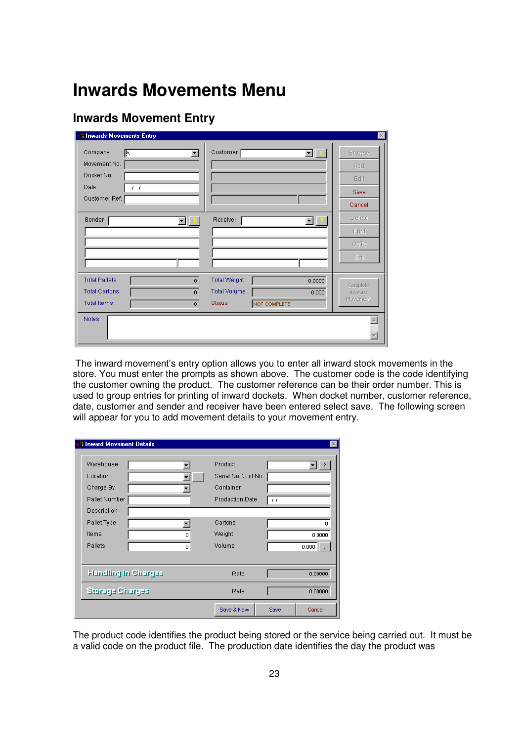# Inwards Movements Menu

## Inwards Movement Entry

The inward movement's entry option allows you to enter all inward stock movements in the store. You must enter the prompts as shown above. The customer code is the code identifying the customer owning the product. The customer reference can be their order number. This is used to group entries for printing of inward dockets. When docket number, customer reference, date, customer and sender and receiver have been entered select save. The following screen will appear for you to add movement details to your movement entry.

The product code identifies the product being stored or the service being carried out. It must be a valid code on the product file. The production date identifies the day the product was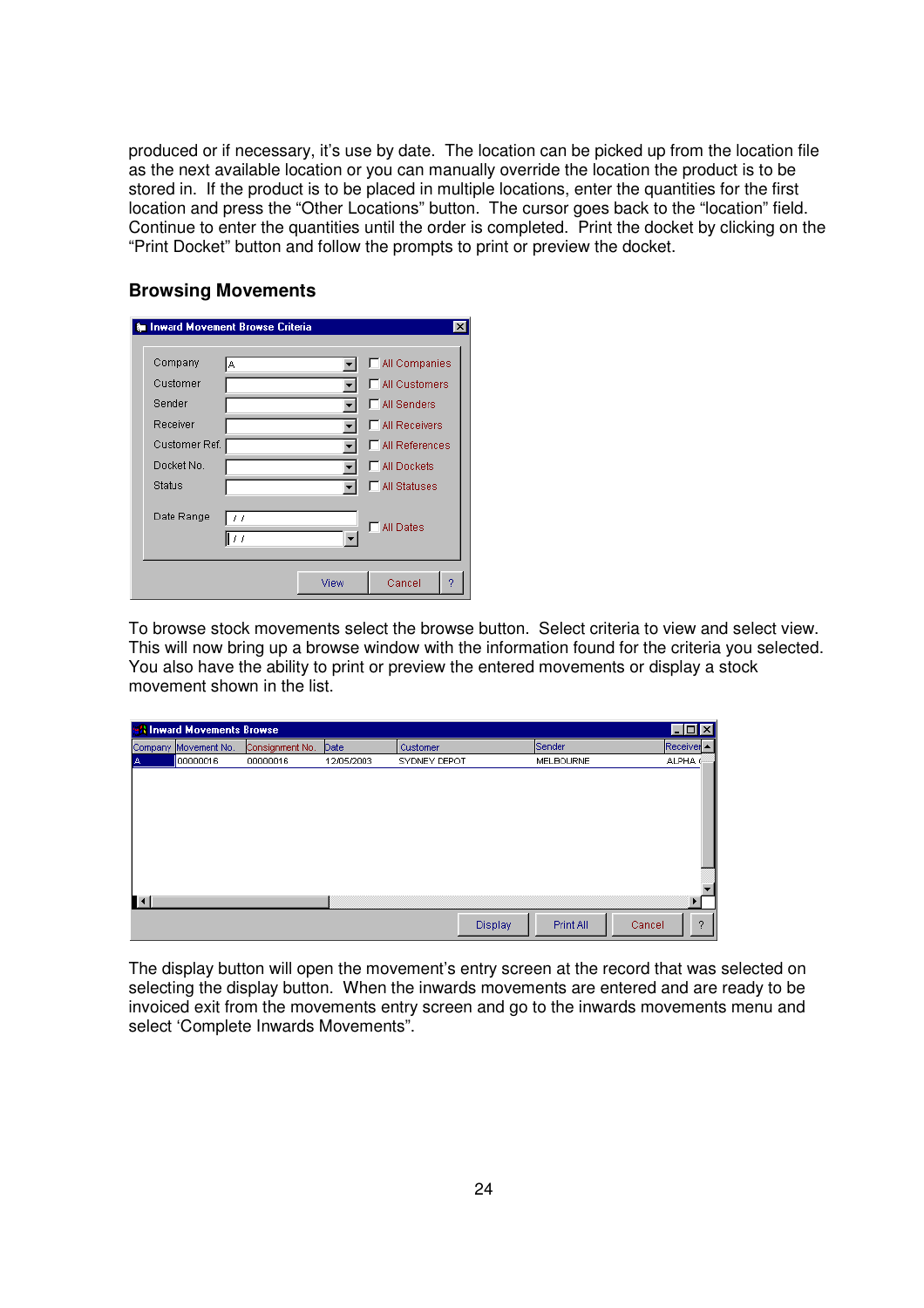produced or if necessary, it's use by date. The location can be picked up from the location file as the next available location or you can manually override the location the product is to be stored in. If the product is to be placed in multiple locations, enter the quantities for the first location and press the "Other Locations" button. The cursor goes back to the "location" field. Continue to enter the quantities until the order is completed. Print the docket by clicking on the "Print Docket" button and follow the prompts to print or preview the docket.

## Browsing Movements

To browse stock movements select the browse button. Select criteria to view and select view. This will now bring up a browse window with the information found for the criteria you selected. You also have the ability to print or preview the entered movements or display a stock movement shown in the list.

The display button will open the movement's entry screen at the record that was selected on selecting the display button. When the inwards movements are entered and are ready to be invoiced exit from the movements entry screen and go to the inwards movements menu and select 'Complete Inwards Movements".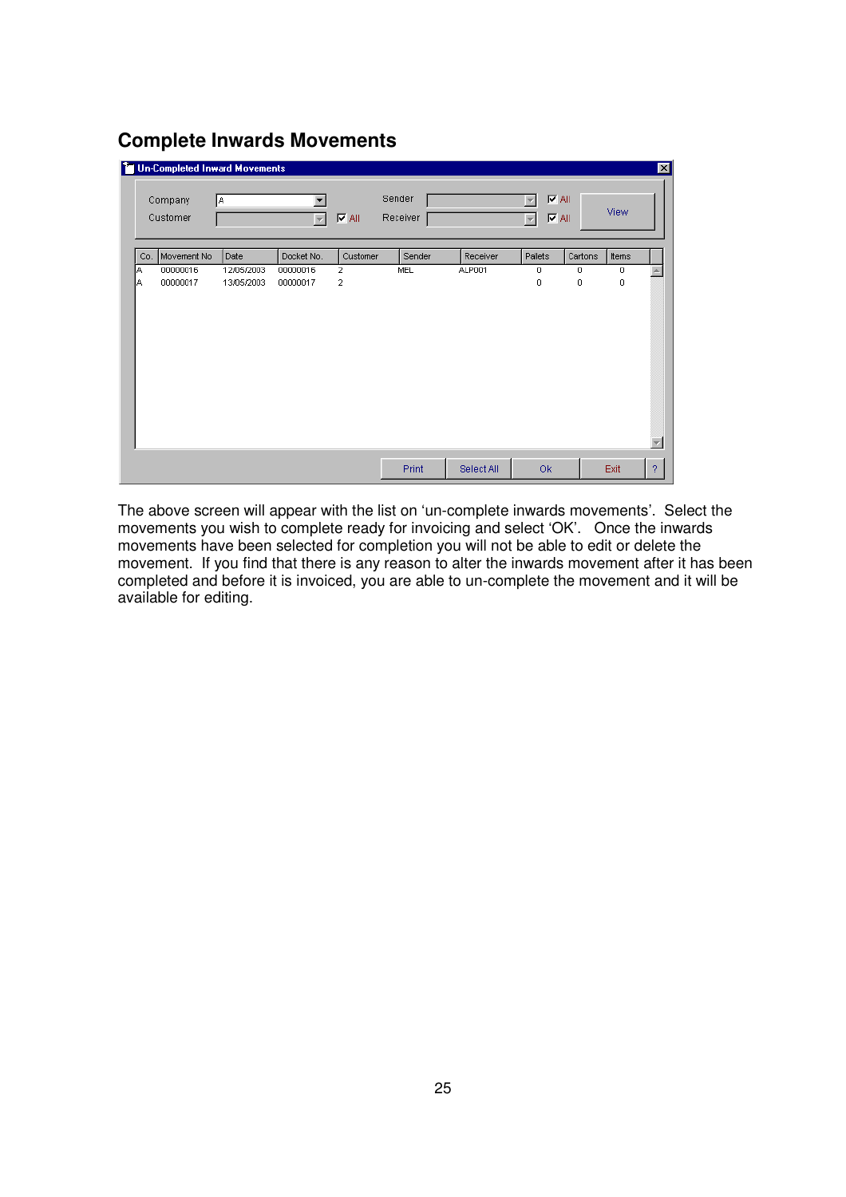## Complete Inwards Movements

The above screen will appear with the list on 'un-complete inwards movements'. Select the movements you wish to complete ready for invoicing and select 'OK'. Once the inwards movements have been selected for completion you will not be able to edit or delete the movement. If you find that there is any reason to alter the inwards movement after it has been completed and before it is invoiced, you are able to un-complete the movement and it will be available for editing.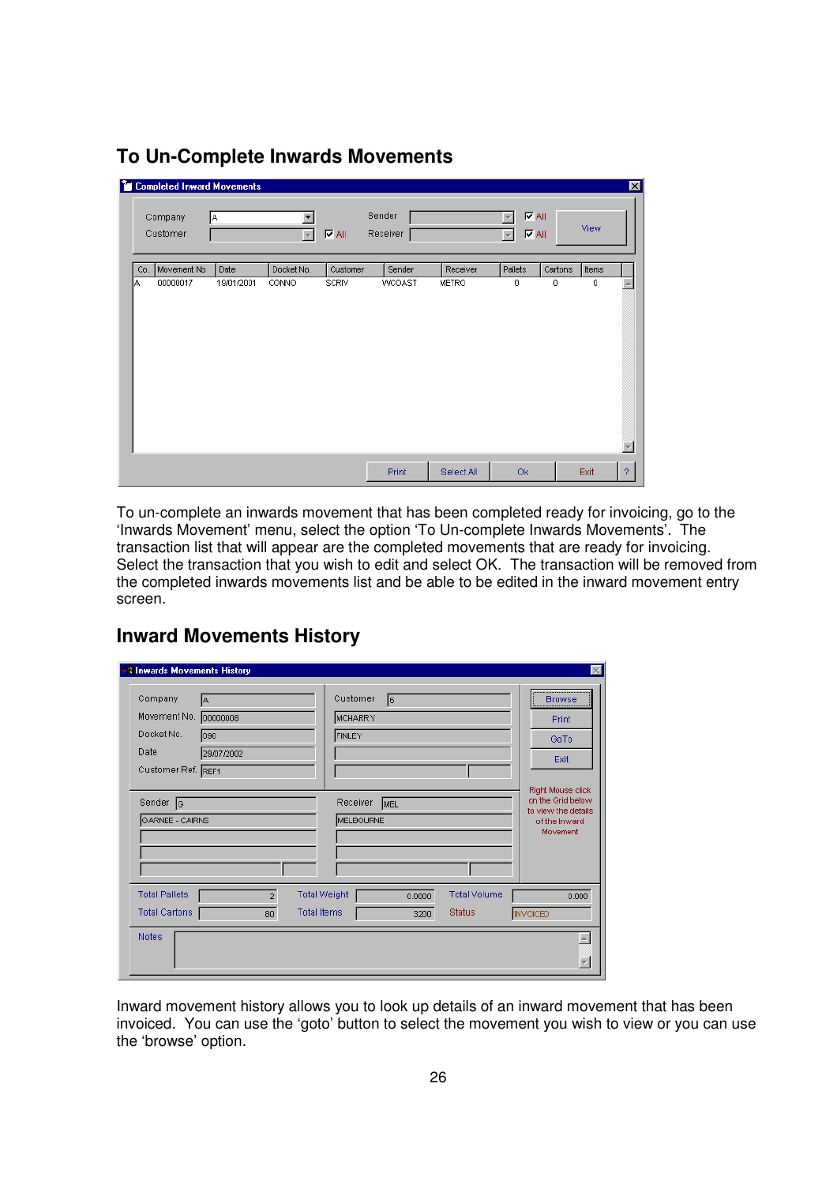## To Un-Complete Inwards Movements

To un-complete an inwards movement that has been completed ready for invoicing, go to the 'Inwards Movement' menu, select the option 'To Un-complete Inwards Movements'. The transaction list that will appear are the completed movements that are ready for invoicing. Select the transaction that you wish to edit and select OK. The transaction will be removed from the completed inwards movements list and be able to be edited in the inward movement entry screen.

## Inward Movements History

Inward movement history allows you to look up details of an inward movement that has been invoiced. You can use the 'goto' button to select the movement you wish to view or you can use the 'browse' option.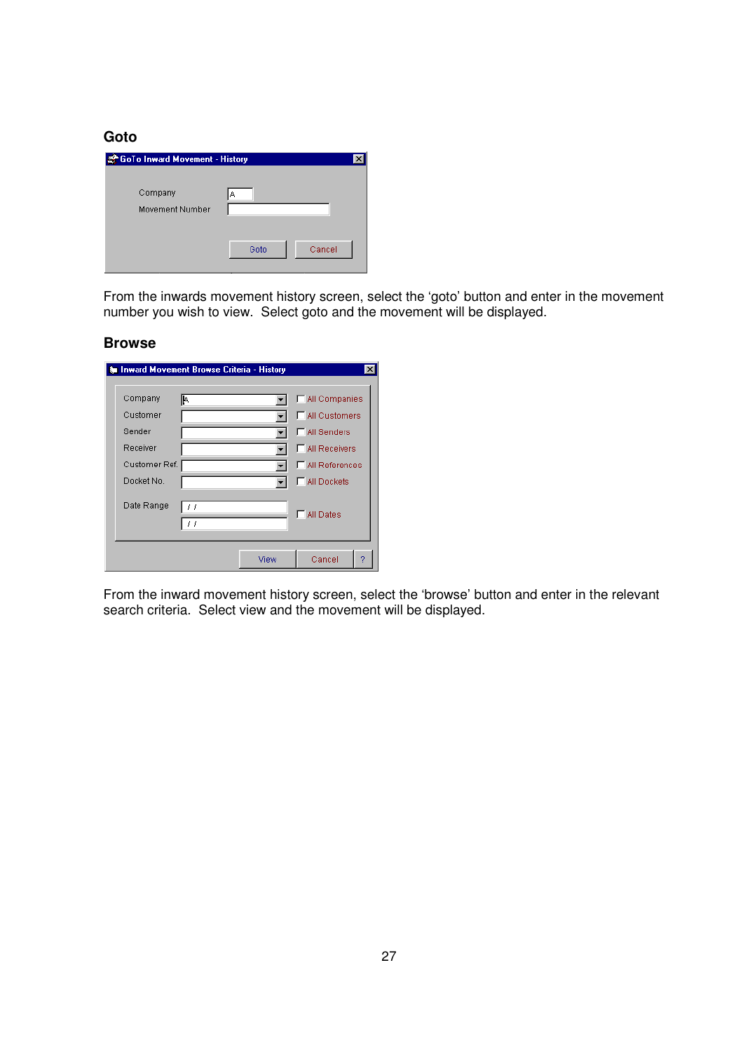## Goto

From the inwards movement history screen, select the 'goto' button and enter in the movement number you wish to view. Select goto and the movement will be displayed.

## Browse

From the inward movement history screen, select the 'browse' button and enter in the relevant search criteria. Select view and the movement will be displayed.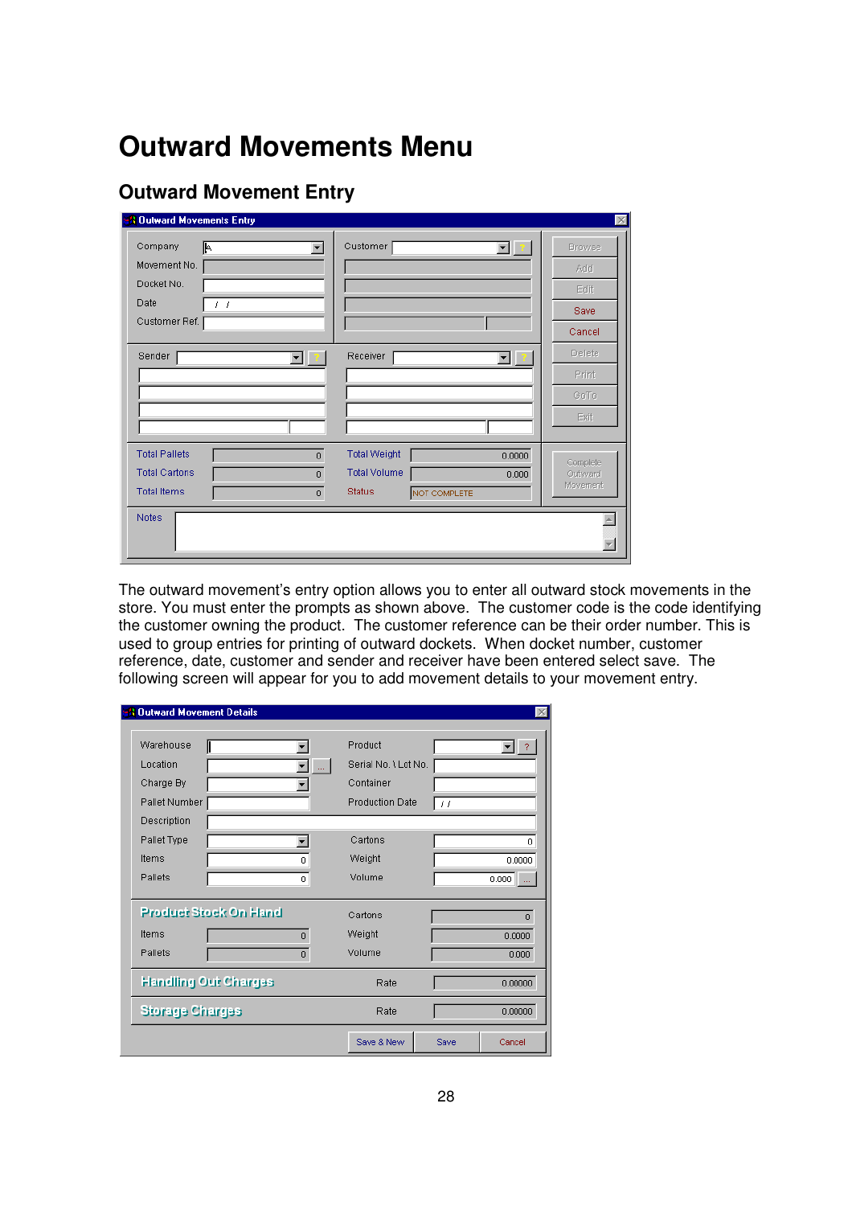# Outward Movements Menu

## Outward Movement Entry

The outward movement's entry option allows you to enter all outward stock movements in the store. You must enter the prompts as shown above. The customer code is the code identifying the customer owning the product. The customer reference can be their order number. This is used to group entries for printing of outward dockets. When docket number, customer reference, date, customer and sender and receiver have been entered select save. The following screen will appear for you to add movement details to your movement entry.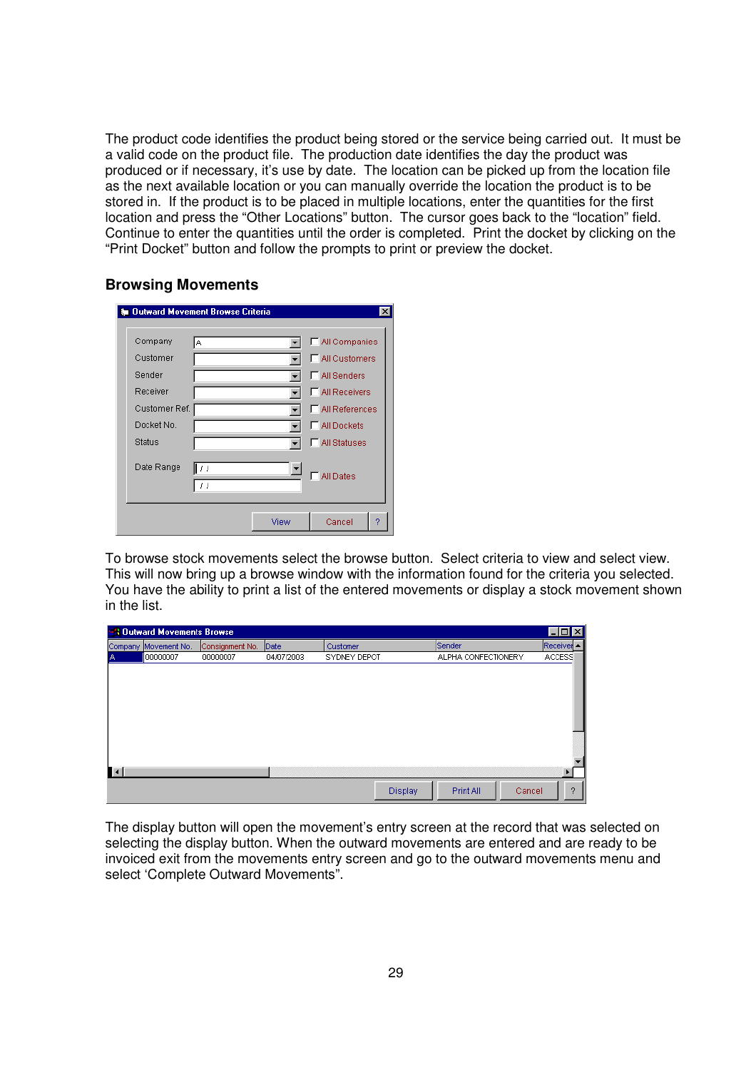The product code identifies the product being stored or the service being carried out. It must be a valid code on the product file. The production date identifies the day the product was produced or if necessary, it's use by date. The location can be picked up from the location file as the next available location or you can manually override the location the product is to be stored in. If the product is to be placed in multiple locations, enter the quantities for the first location and press the "Other Locations" button. The cursor goes back to the "location" field. Continue to enter the quantities until the order is completed. Print the docket by clicking on the "Print Docket" button and follow the prompts to print or preview the docket.

### Browsing Movements

To browse stock movements select the browse button. Select criteria to view and select view. This will now bring up a browse window with the information found for the criteria you selected. You have the ability to print a list of the entered movements or display a stock movement shown in the list.

The display button will open the movement's entry screen at the record that was selected on selecting the display button. When the outward movements are entered and are ready to be invoiced exit from the movements entry screen and go to the outward movements menu and select 'Complete Outward Movements".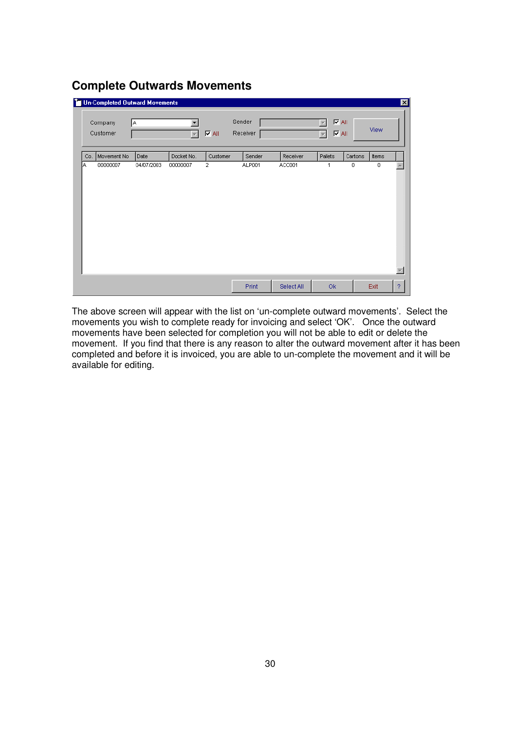## Complete Outwards Movements

The above screen will appear with the list on 'un-complete outward movements'. Select the movements you wish to complete ready for invoicing and select 'OK'. Once the outward movements have been selected for completion you will not be able to edit or delete the movement. If you find that there is any reason to alter the outward movement after it has been completed and before it is invoiced, you are able to un-complete the movement and it will be available for editing.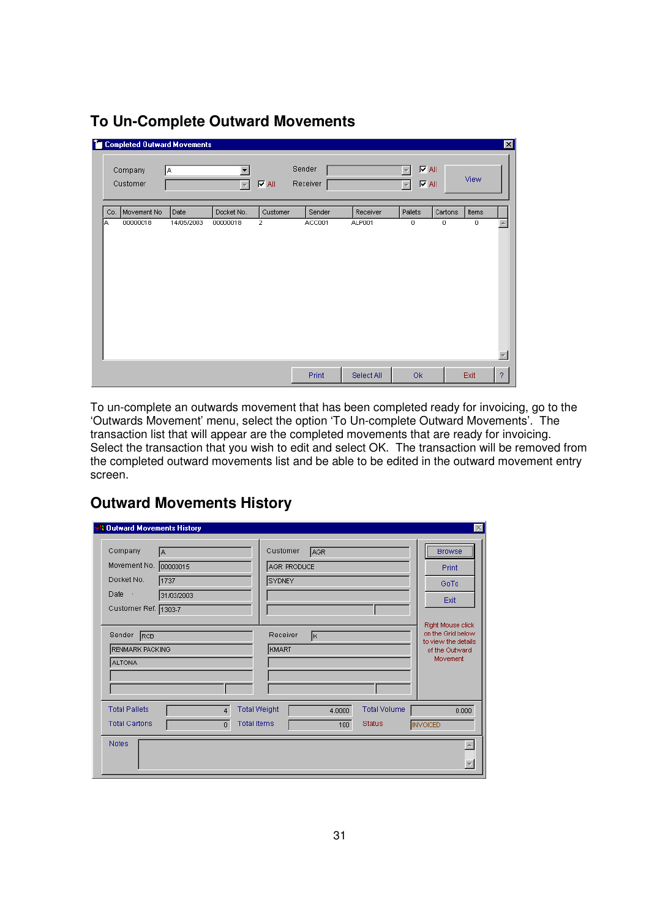## To Un-Complete Outward Movements

To un-complete an outwards movement that has been completed ready for invoicing, go to the 'Outwards Movement' menu, select the option 'To Un-complete Outward Movements'. The transaction list that will appear are the completed movements that are ready for invoicing. Select the transaction that you wish to edit and select OK. The transaction will be removed from the completed outward movements list and be able to be edited in the outward movement entry screen.

## Outward Movements History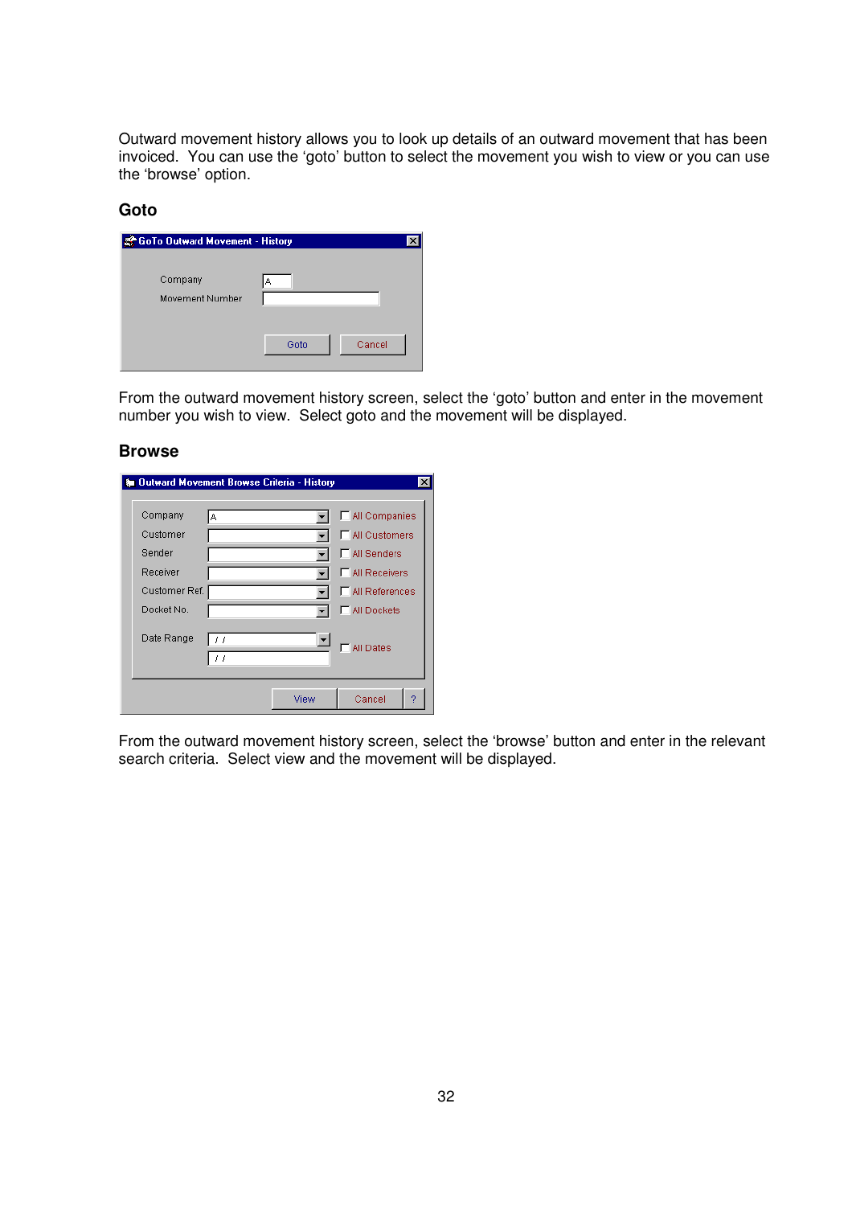Outward movement history allows you to look up details of an outward movement that has been invoiced. You can use the 'goto' button to select the movement you wish to view or you can use the 'browse' option.

## Goto

From the outward movement history screen, select the 'goto' button and enter in the movement number you wish to view. Select goto and the movement will be displayed.

## Browse

From the outward movement history screen, select the 'browse' button and enter in the relevant search criteria. Select view and the movement will be displayed.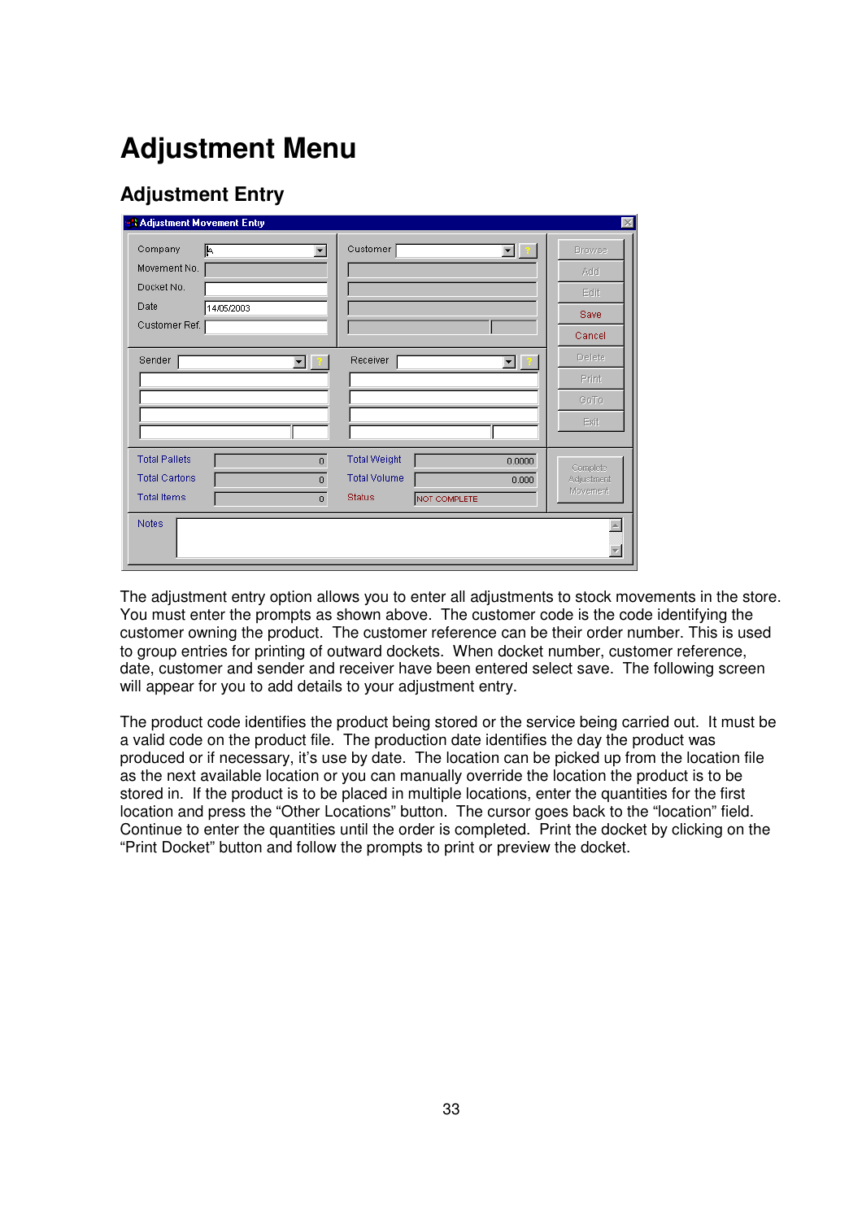# Adjustment Menu

## Adjustment Entry

The adjustment entry option allows you to enter all adjustments to stock movements in the store. You must enter the prompts as shown above. The customer code is the code identifying the customer owning the product. The customer reference can be their order number. This is used to group entries for printing of outward dockets. When docket number, customer reference, date, customer and sender and receiver have been entered select save. The following screen will appear for you to add details to your adjustment entry.

The product code identifies the product being stored or the service being carried out. It must be a valid code on the product file. The production date identifies the day the product was produced or if necessary, it's use by date. The location can be picked up from the location file as the next available location or you can manually override the location the product is to be stored in. If the product is to be placed in multiple locations, enter the quantities for the first location and press the "Other Locations" button. The cursor goes back to the "location" field. Continue to enter the quantities until the order is completed. Print the docket by clicking on the "Print Docket" button and follow the prompts to print or preview the docket.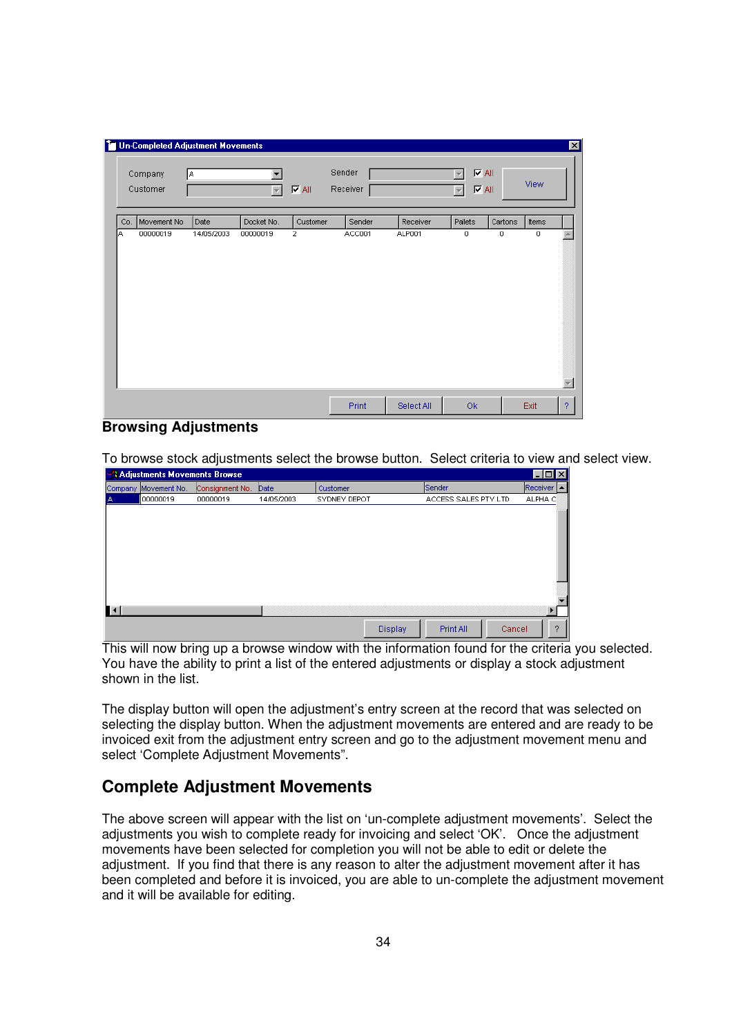## Browsing Adjustments

To browse stock adjustments select the browse button. Select criteria to view and select view.

This will now bring up a browse window with the information found for the criteria you selected. You have the ability to print a list of the entered adjustments or display a stock adjustment shown in the list.

The display button will open the adjustment's entry screen at the record that was selected on selecting the display button. When the adjustment movements are entered and are ready to be invoiced exit from the adjustment entry screen and go to the adjustment movement menu and select 'Complete Adjustment Movements".

## Complete Adjustment Movements

The above screen will appear with the list on 'un-complete adjustment movements'. Select the adjustments you wish to complete ready for invoicing and select 'OK'. Once the adjustment movements have been selected for completion you will not be able to edit or delete the adjustment. If you find that there is any reason to alter the adjustment movement after it has been completed and before it is invoiced, you are able to un-complete the adjustment movement and it will be available for editing.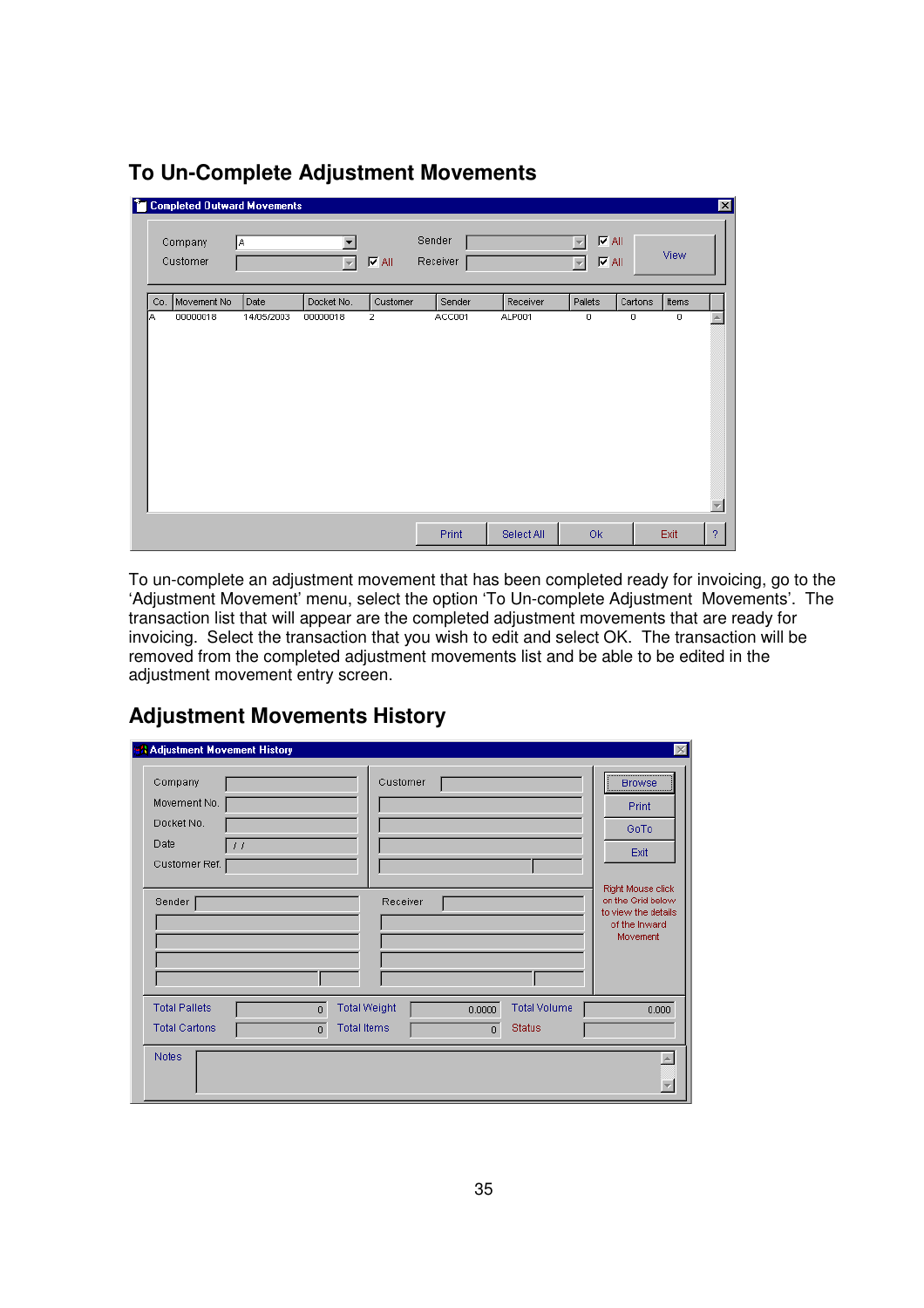## To Un-Complete Adjustment Movements

To un-complete an adjustment movement that has been completed ready for invoicing, go to the 'Adjustment Movement' menu, select the option 'To Un-complete Adjustment Movements'. The transaction list that will appear are the completed adjustment movements that are ready for invoicing. Select the transaction that you wish to edit and select OK. The transaction will be removed from the completed adjustment movements list and be able to be edited in the adjustment movement entry screen.

## Adjustment Movements History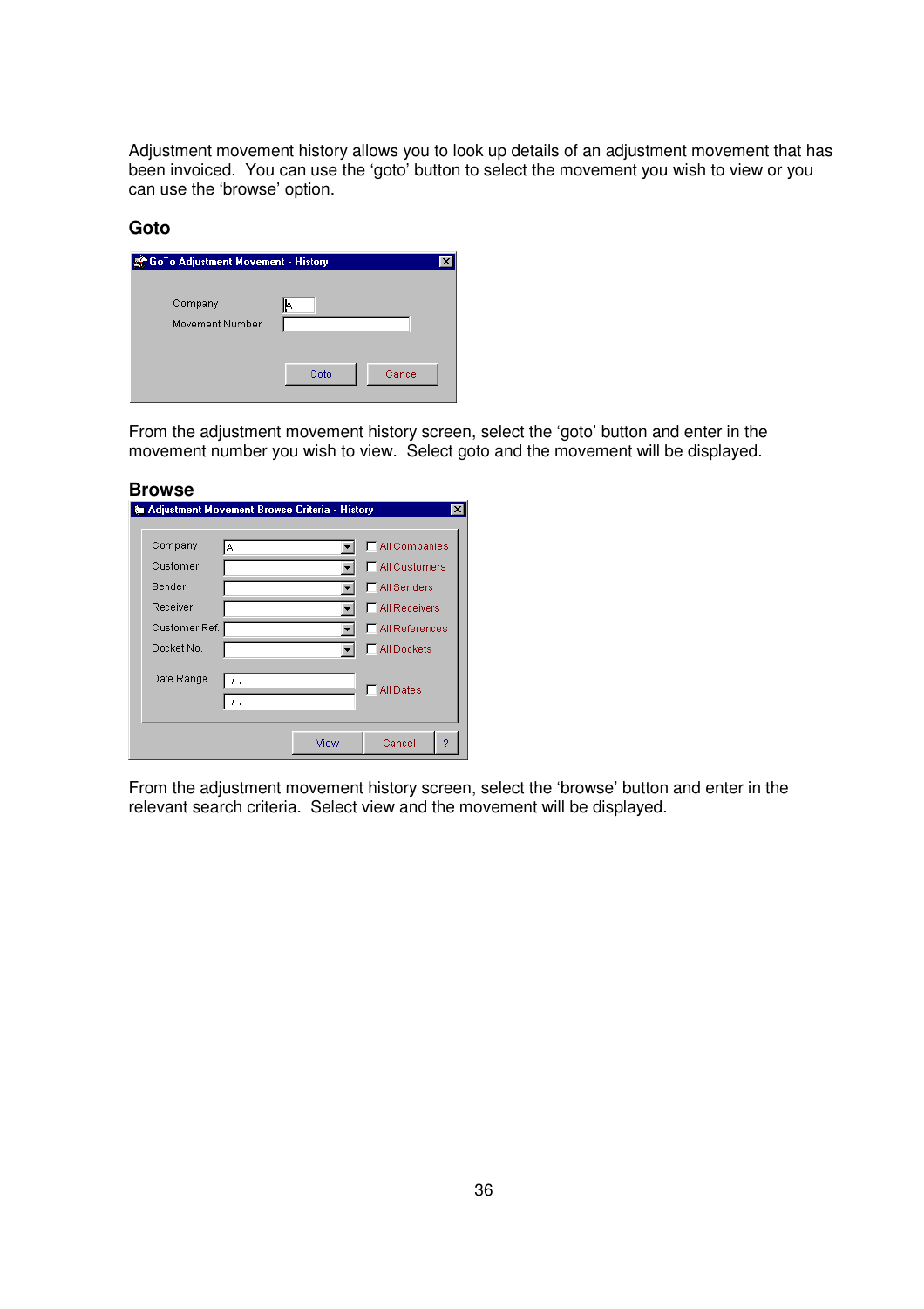Adjustment movement history allows you to look up details of an adjustment movement that has been invoiced. You can use the 'goto' button to select the movement you wish to view or you can use the 'browse' option.

## Goto

From the adjustment movement history screen, select the 'goto' button and enter in the movement number you wish to view. Select goto and the movement will be displayed.

## Browse

From the adjustment movement history screen, select the 'browse' button and enter in the relevant search criteria. Select view and the movement will be displayed.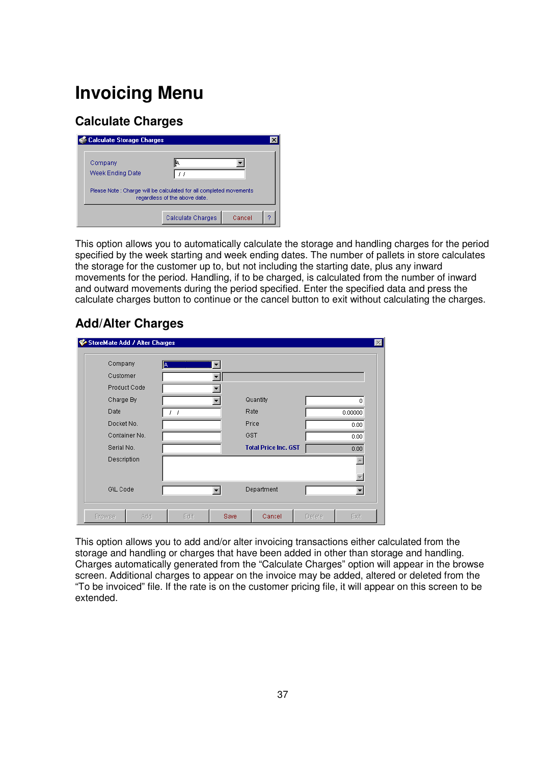# Invoicing Menu

## Calculate Charges

This option allows you to automatically calculate the storage and handling charges for the period specified by the week starting and week ending dates. The number of pallets in store calculates the storage for the customer up to, but not including the starting date, plus any inward movements for the period. Handling, if to be charged, is calculated from the number of inward and outward movements during the period specified. Enter the specified data and press the calculate charges button to continue or the cancel button to exit without calculating the charges.

## Add/Alter Charges

This option allows you to add and/or alter invoicing transactions either calculated from the storage and handling or charges that have been added in other than storage and handling. Charges automatically generated from the “Calculate Charges” option will appear in the browse screen. Additional charges to appear on the invoice may be added, altered or deleted from the “To be invoiced” file. If the rate is on the customer pricing file, it will appear on this screen to be extended.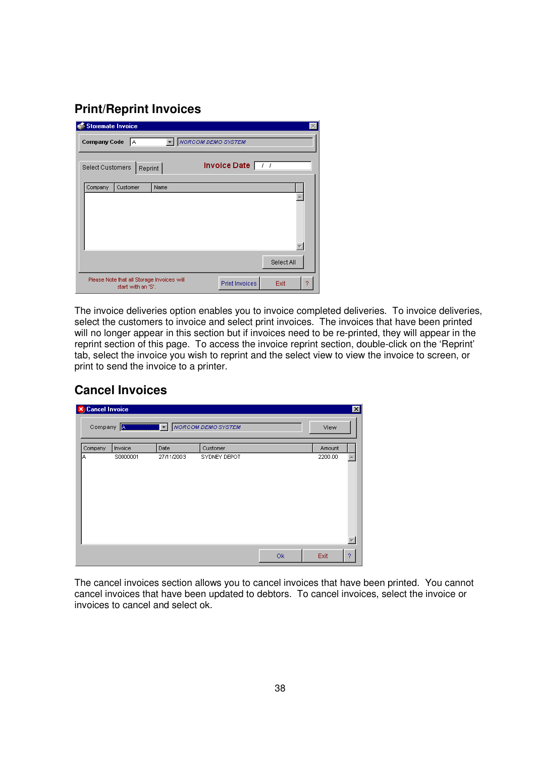## Print/Reprint Invoices

The invoice deliveries option enables you to invoice completed deliveries. To invoice deliveries, select the customers to invoice and select print invoices. The invoices that have been printed will no longer appear in this section but if invoices need to be re-printed, they will appear in the reprint section of this page. To access the invoice reprint section, double-click on the 'Reprint' tab, select the invoice you wish to reprint and the select view to view the invoice to screen, or print to send the invoice to a printer.

## Cancel Invoices

The cancel invoices section allows you to cancel invoices that have been printed. You cannot cancel invoices that have been updated to debtors. To cancel invoices, select the invoice or invoices to cancel and select ok.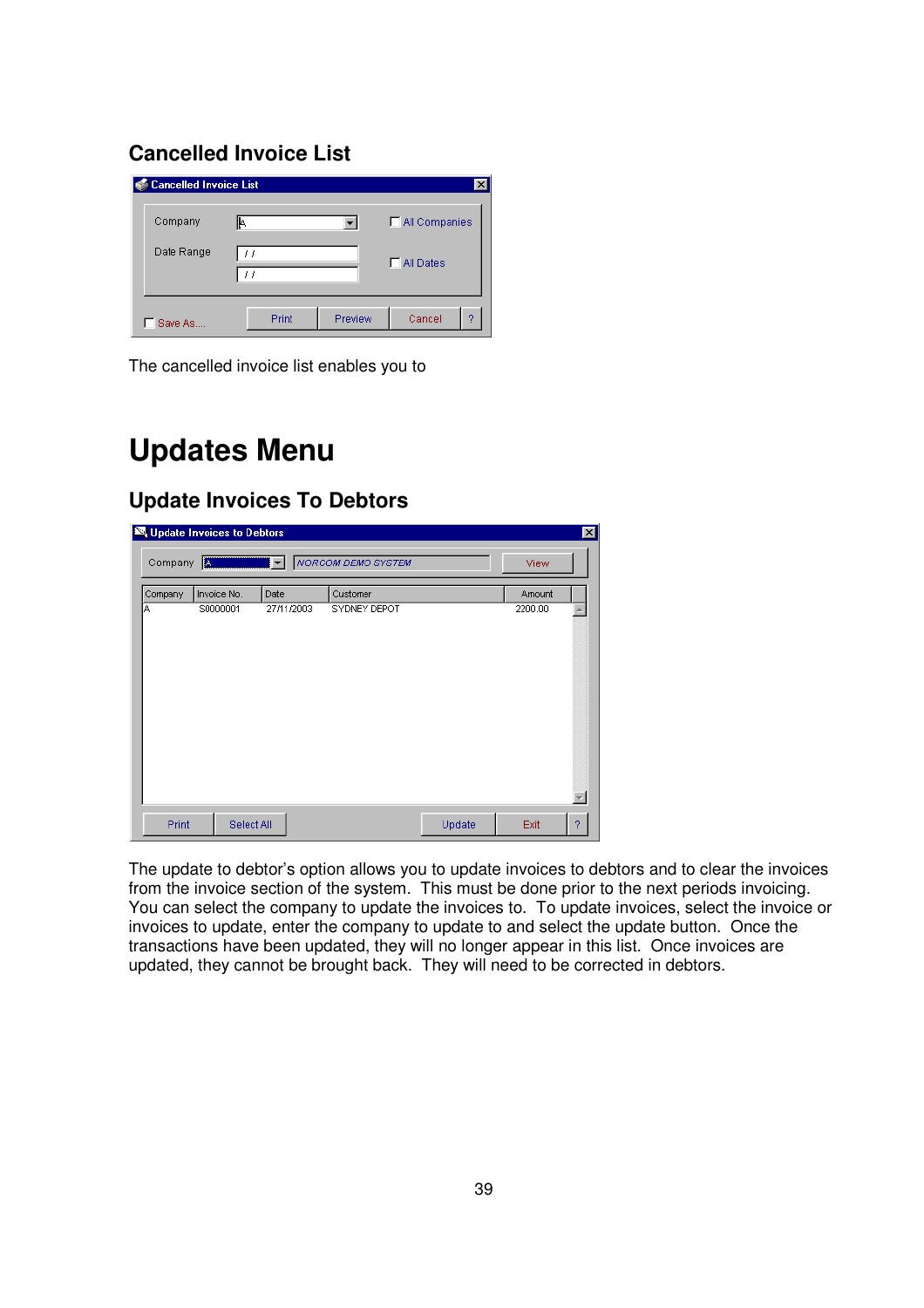### Cancelled Invoice List

The cancelled invoice list enables you to

# Updates Menu

### Update Invoices To Debtors

The update to debtor's option allows you to update invoices to debtors and to clear the invoices from the invoice section of the system. This must be done prior to the next periods invoicing. You can select the company to update the invoices to. To update invoices, select the invoice or invoices to update, enter the company to update to and select the update button. Once the transactions have been updated, they will no longer appear in this list. Once invoices are updated, they cannot be brought back. They will need to be corrected in debtors.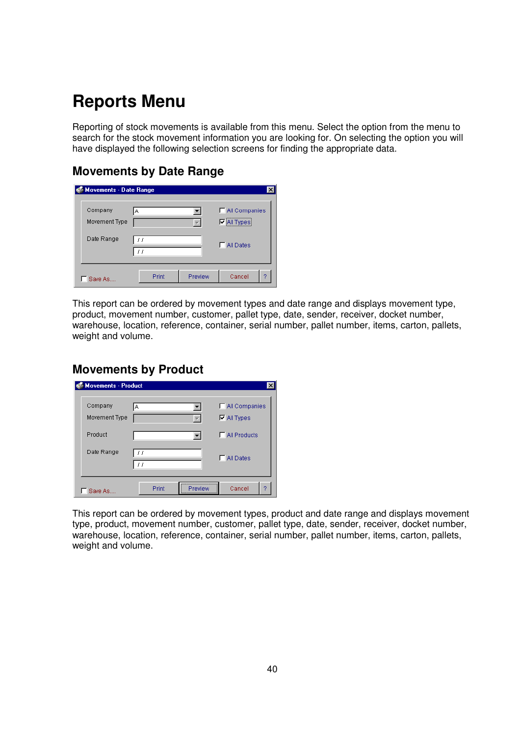# Reports Menu

Reporting of stock movements is available from this menu. Select the option from the menu to search for the stock movement information you are looking for. On selecting the option you will have displayed the following selection screens for finding the appropriate data.

## Movements by Date Range

This report can be ordered by movement types and date range and displays movement type, product, movement number, customer, pallet type, date, sender, receiver, docket number, warehouse, location, reference, container, serial number, pallet number, items, carton, pallets, weight and volume.

## Movements by Product

This report can be ordered by movement types, product and date range and displays movement type, product, movement number, customer, pallet type, date, sender, receiver, docket number, warehouse, location, reference, container, serial number, pallet number, items, carton, pallets, weight and volume.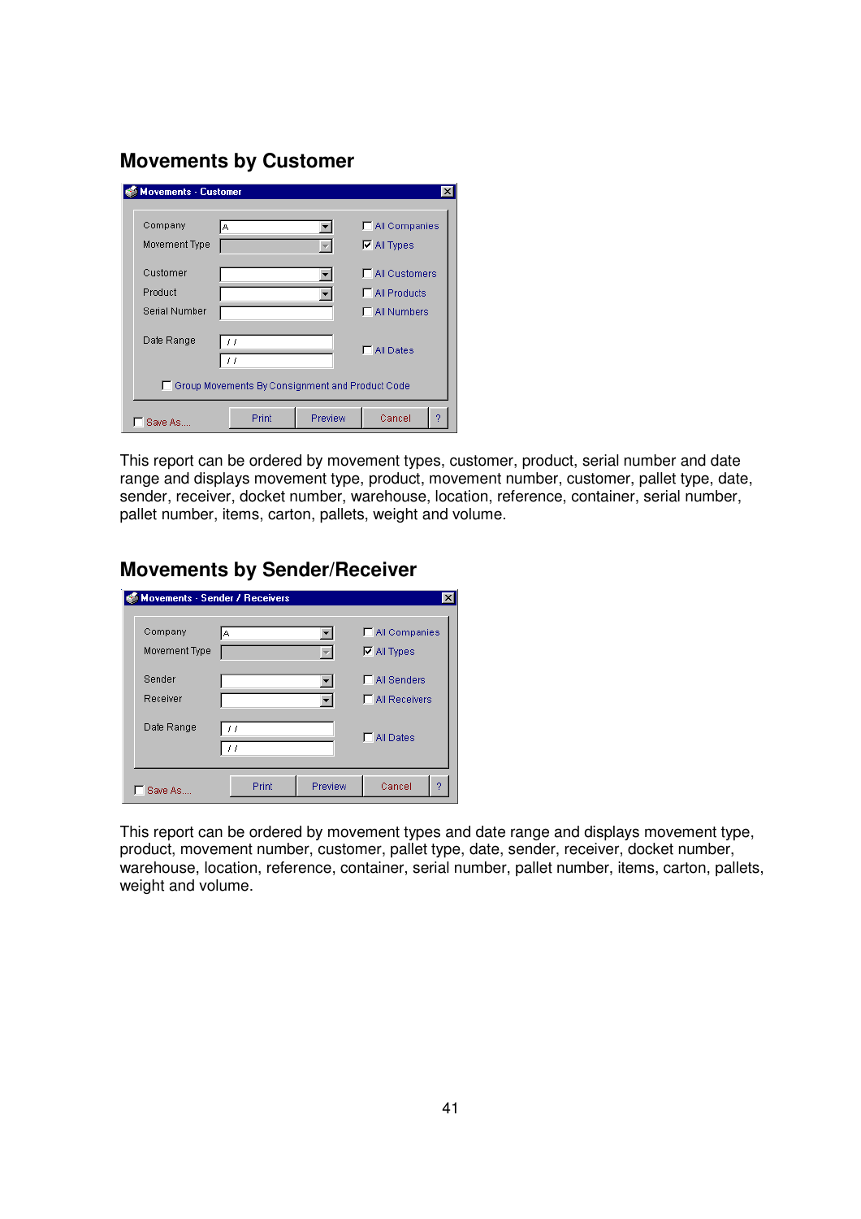## Movements by Customer

This report can be ordered by movement types, customer, product, serial number and date range and displays movement type, product, movement number, customer, pallet type, date, sender, receiver, docket number, warehouse, location, reference, container, serial number, pallet number, items, carton, pallets, weight and volume.

## Movements by Sender/Receiver

This report can be ordered by movement types and date range and displays movement type, product, movement number, customer, pallet type, date, sender, receiver, docket number, warehouse, location, reference, container, serial number, pallet number, items, carton, pallets, weight and volume.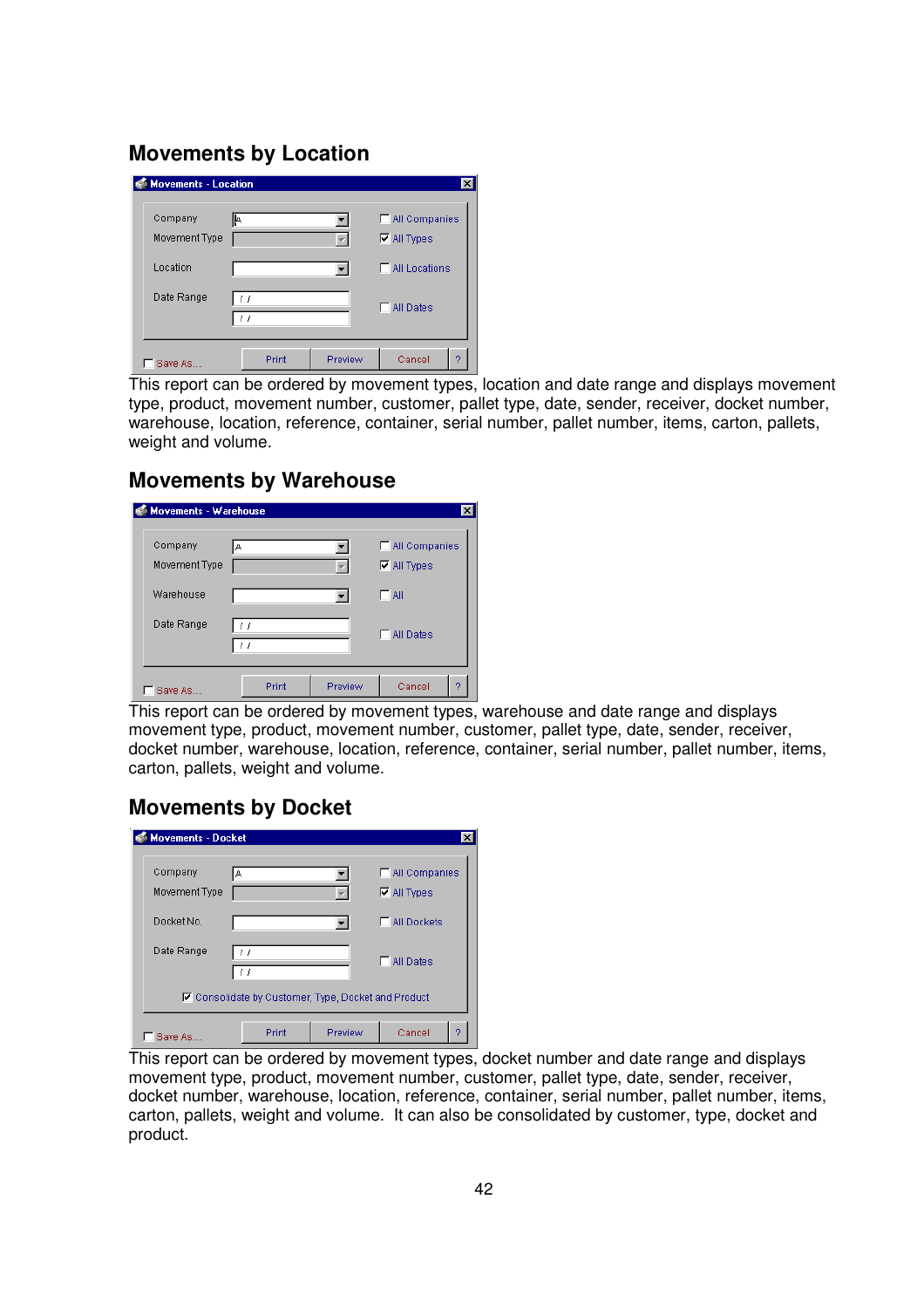## Movements by Location

This report can be ordered by movement types, location and date range and displays movement type, product, movement number, customer, pallet type, date, sender, receiver, docket number, warehouse, location, reference, container, serial number, pallet number, items, carton, pallets, weight and volume.

## Movements by Warehouse

This report can be ordered by movement types, warehouse and date range and displays movement type, product, movement number, customer, pallet type, date, sender, receiver, docket number, warehouse, location, reference, container, serial number, pallet number, items, carton, pallets, weight and volume.

## Movements by Docket

This report can be ordered by movement types, docket number and date range and displays movement type, product, movement number, customer, pallet type, date, sender, receiver, docket number, warehouse, location, reference, container, serial number, pallet number, items, carton, pallets, weight and volume. It can also be consolidated by customer, type, docket and product.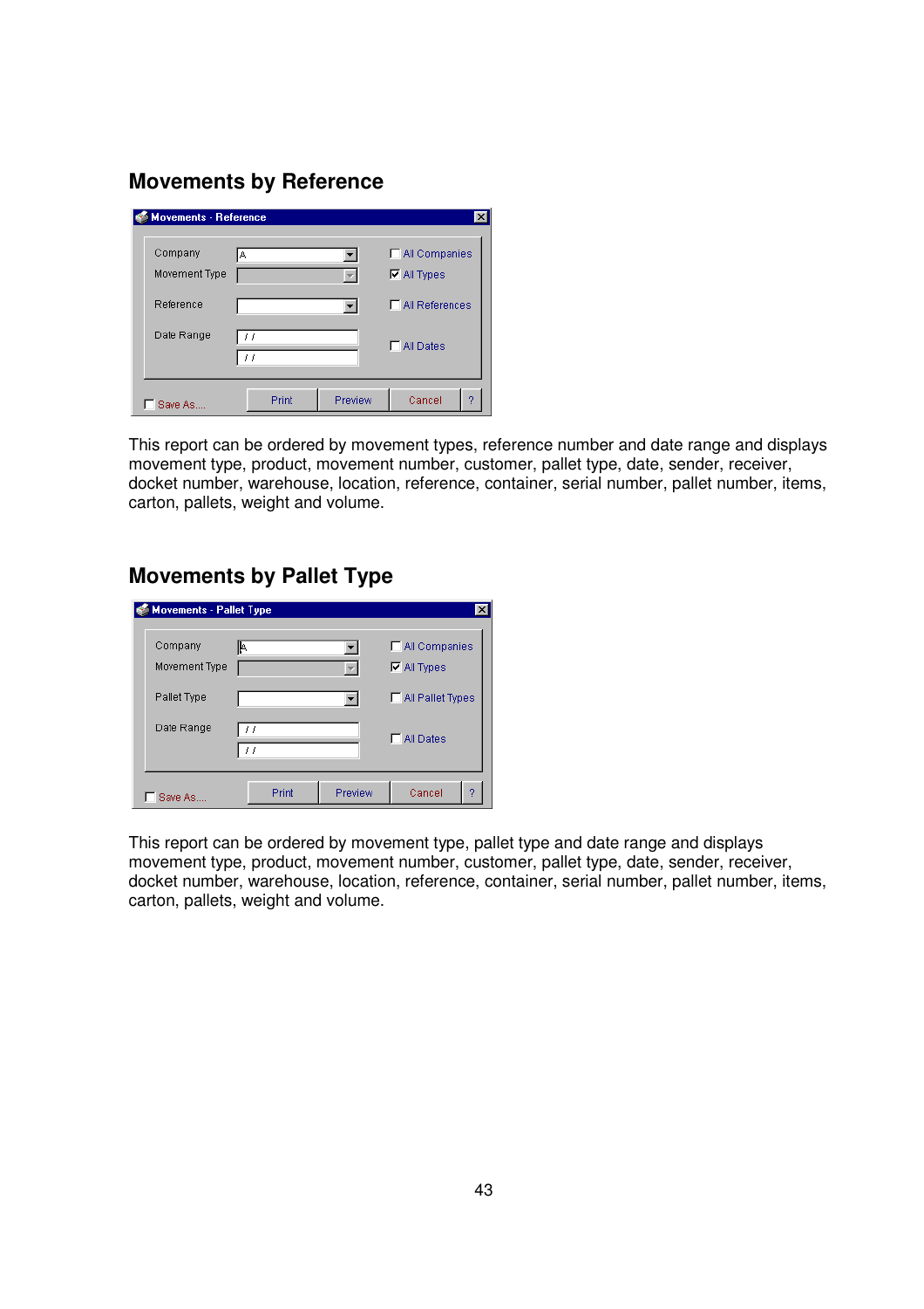## Movements by Reference

This report can be ordered by movement types, reference number and date range and displays movement type, product, movement number, customer, pallet type, date, sender, receiver, docket number, warehouse, location, reference, container, serial number, pallet number, items, carton, pallets, weight and volume.

## Movements by Pallet Type

This report can be ordered by movement type, pallet type and date range and displays movement type, product, movement number, customer, pallet type, date, sender, receiver, docket number, warehouse, location, reference, container, serial number, pallet number, items, carton, pallets, weight and volume.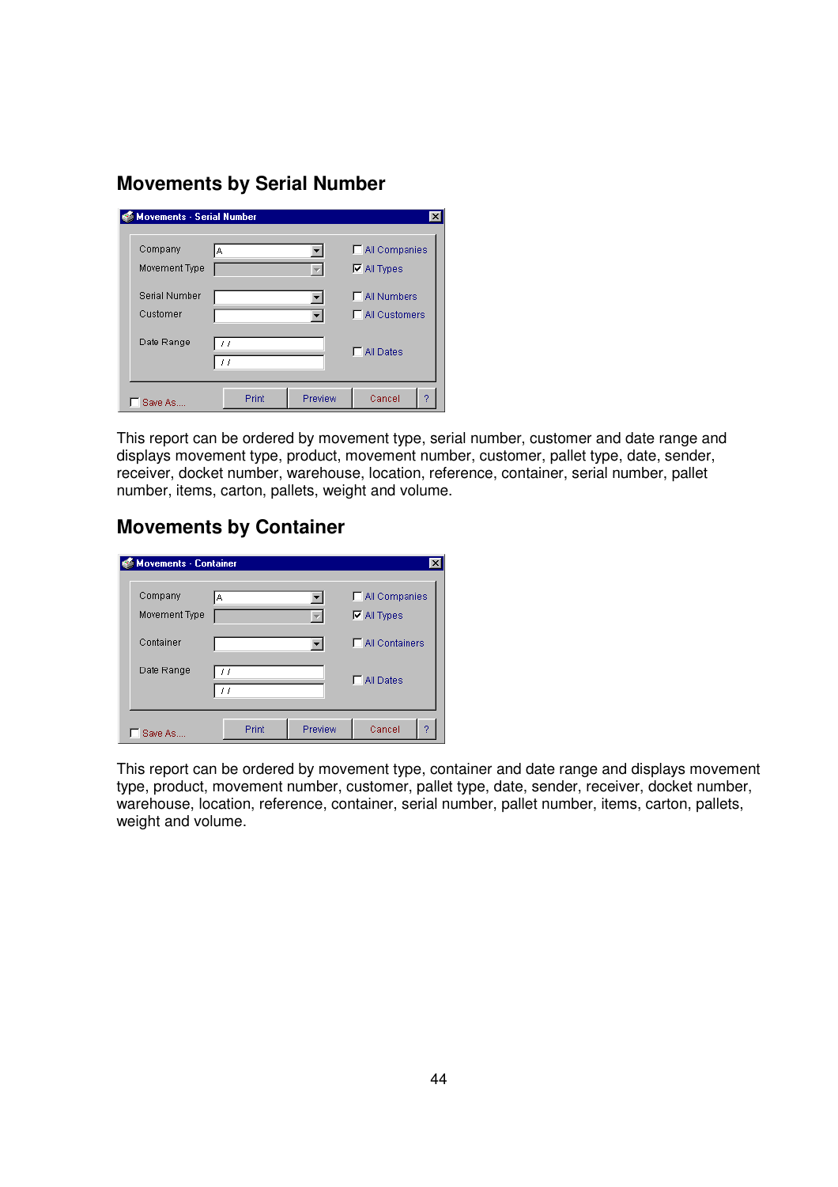## Movements by Serial Number

This report can be ordered by movement type, serial number, customer and date range and displays movement type, product, movement number, customer, pallet type, date, sender, receiver, docket number, warehouse, location, reference, container, serial number, pallet number, items, carton, pallets, weight and volume.

## Movements by Container

This report can be ordered by movement type, container and date range and displays movement type, product, movement number, customer, pallet type, date, sender, receiver, docket number, warehouse, location, reference, container, serial number, pallet number, items, carton, pallets, weight and volume.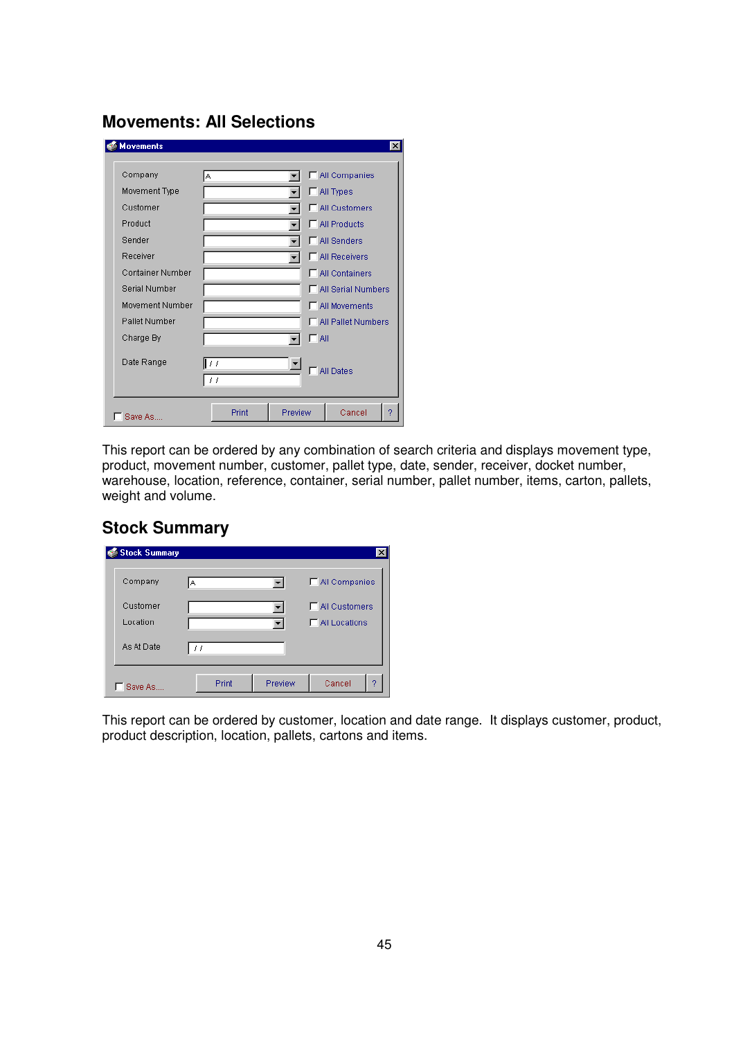## Movements: All Selections

This report can be ordered by any combination of search criteria and displays movement type, product, movement number, customer, pallet type, date, sender, receiver, docket number, warehouse, location, reference, container, serial number, pallet number, items, carton, pallets, weight and volume.

## Stock Summary

This report can be ordered by customer, location and date range. It displays customer, product, product description, location, pallets, cartons and items.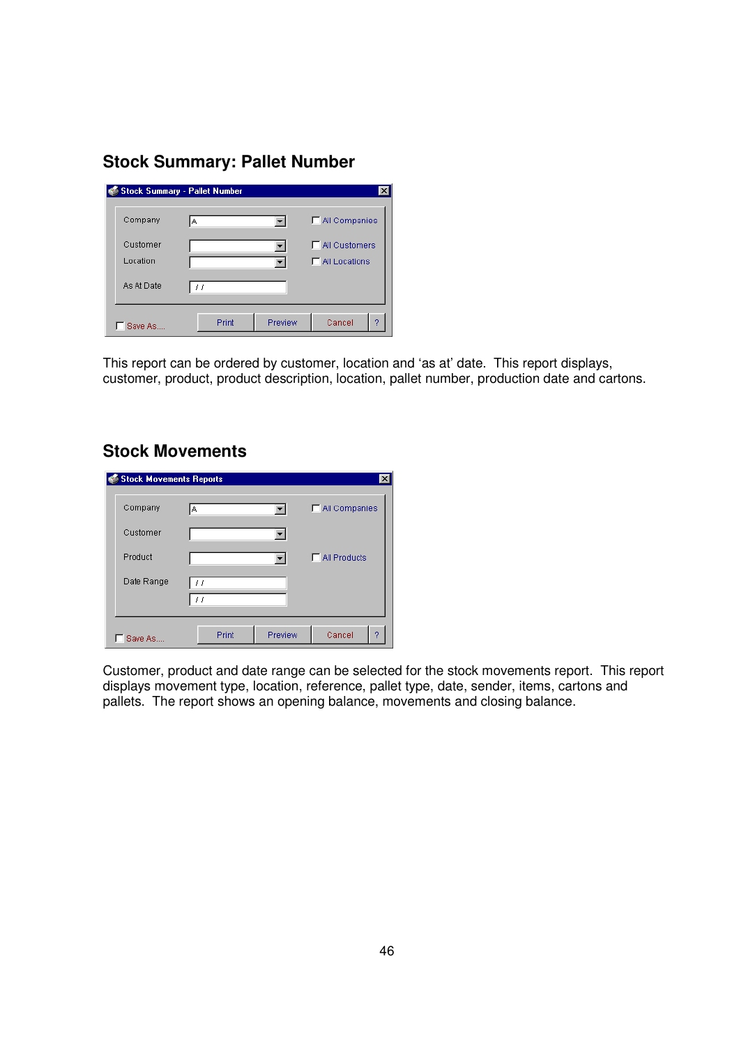## Stock Summary: Pallet Number

This report can be ordered by customer, location and 'as at' date. This report displays, customer, product, product description, location, pallet number, production date and cartons.

## Stock Movements

Customer, product and date range can be selected for the stock movements report. This report displays movement type, location, reference, pallet type, date, sender, items, cartons and pallets. The report shows an opening balance, movements and closing balance.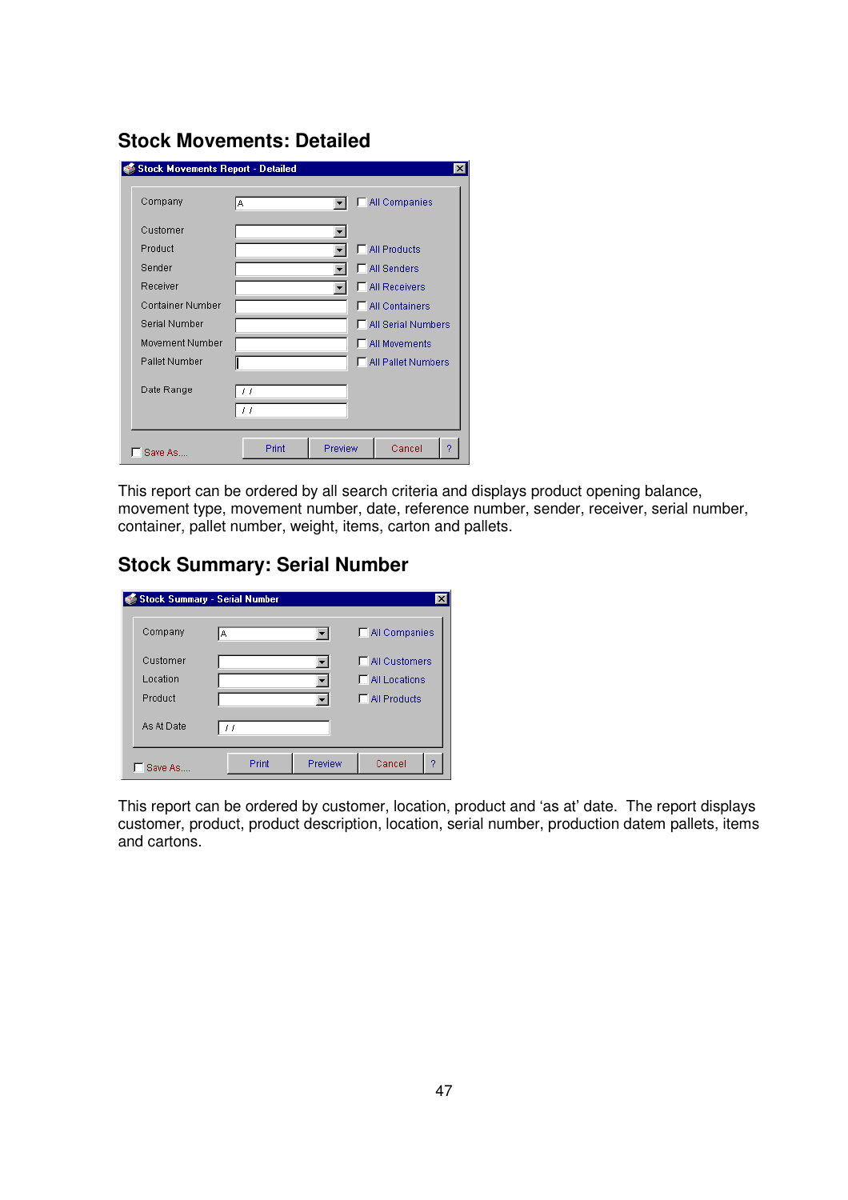## Stock Movements: Detailed

This report can be ordered by all search criteria and displays product opening balance, movement type, movement number, date, reference number, sender, receiver, serial number, container, pallet number, weight, items, carton and pallets.

## Stock Summary: Serial Number

This report can be ordered by customer, location, product and 'as at' date. The report displays customer, product, product description, location, serial number, production datem pallets, items and cartons.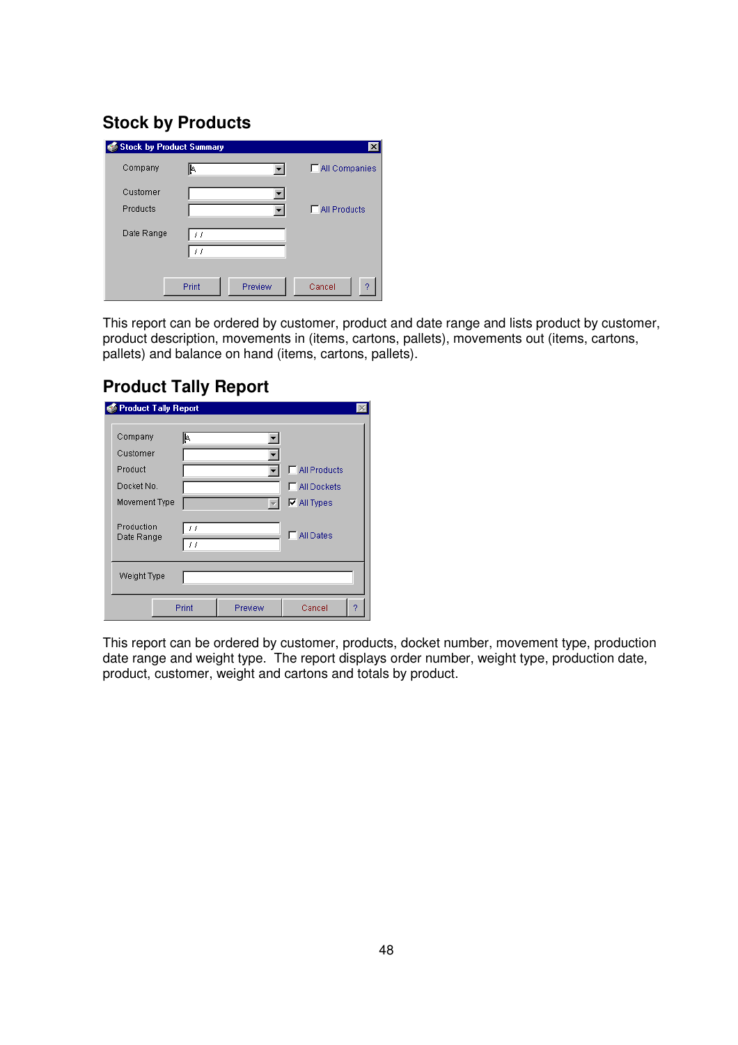## Stock by Products

This report can be ordered by customer, product and date range and lists product by customer, product description, movements in (items, cartons, pallets), movements out (items, cartons, pallets) and balance on hand (items, cartons, pallets).

## Product Tally Report

This report can be ordered by customer, products, docket number, movement type, production date range and weight type. The report displays order number, weight type, production date, product, customer, weight and cartons and totals by product.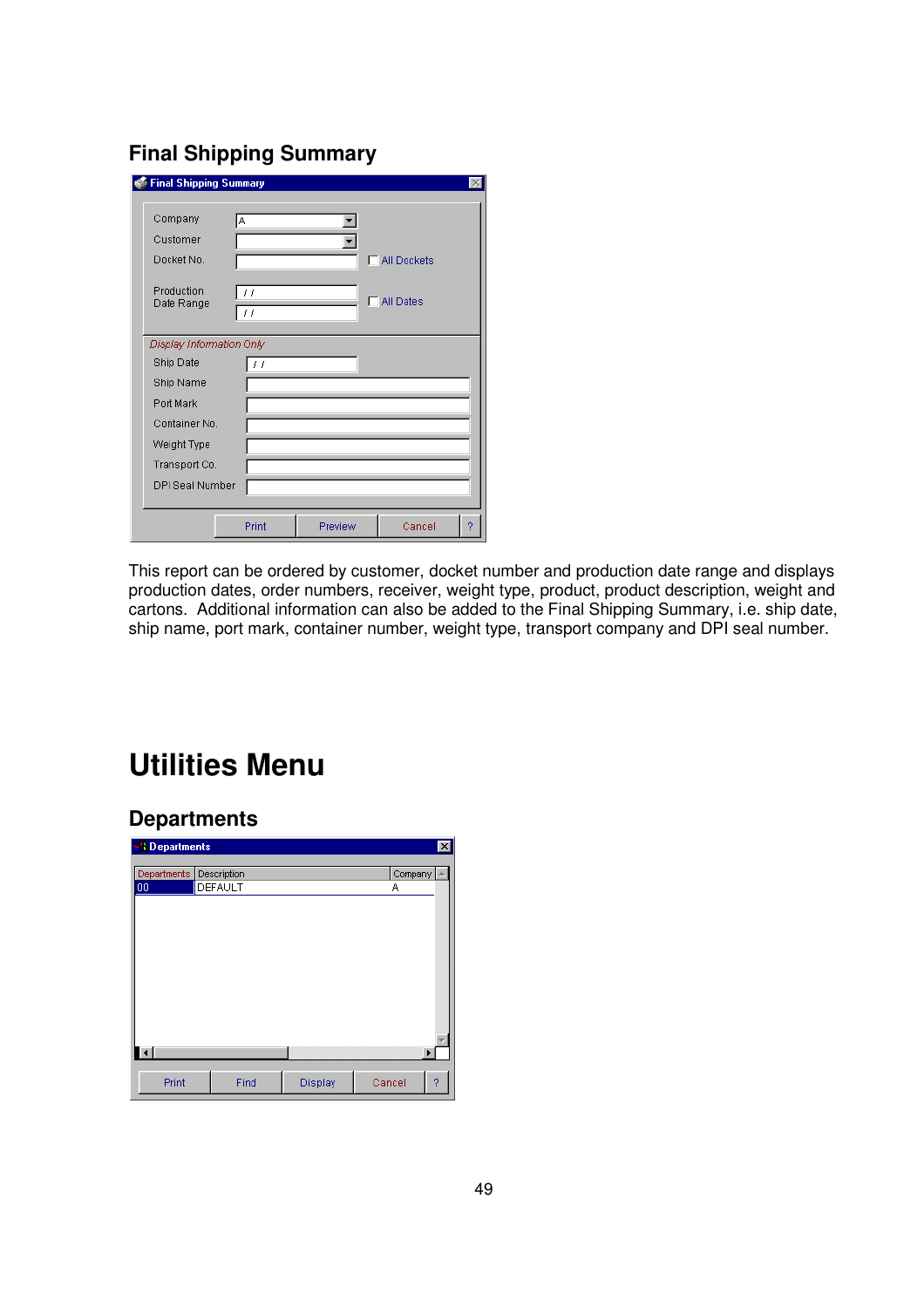## Final Shipping Summary

This report can be ordered by customer, docket number and production date range and displays production dates, order numbers, receiver, weight type, product, product description, weight and cartons. Additional information can also be added to the Final Shipping Summary, i.e. ship date, ship name, port mark, container number, weight type, transport company and DPI seal number.

# Utilities Menu

## Departments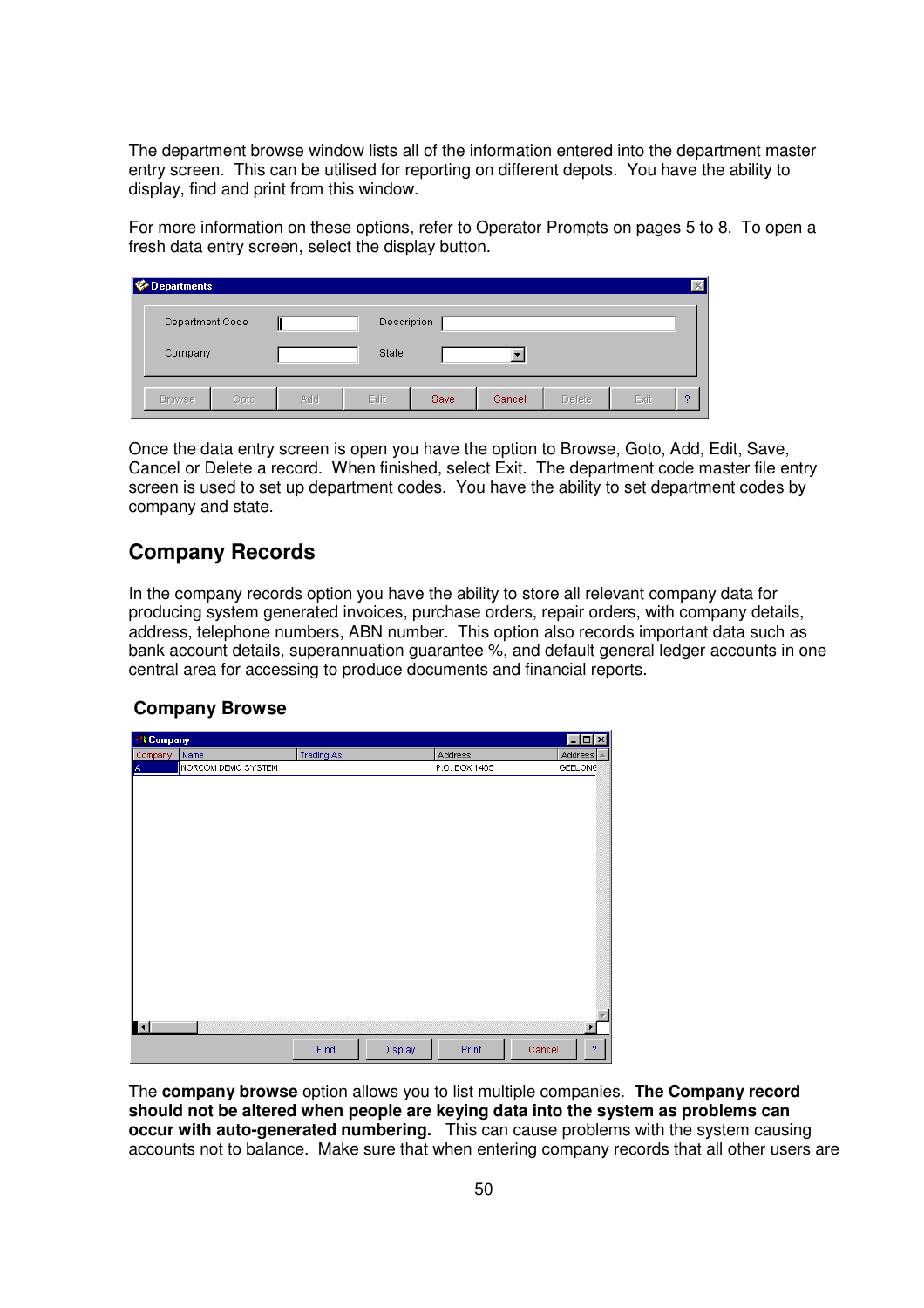The department browse window lists all of the information entered into the department master entry screen. This can be utilised for reporting on different depots. You have the ability to display, find and print from this window.

For more information on these options, refer to Operator Prompts on pages 5 to 8. To open a fresh data entry screen, select the display button.

Once the data entry screen is open you have the option to Browse, Goto, Add, Edit, Save, Cancel or Delete a record. When finished, select Exit. The department code master file entry screen is used to set up department codes. You have the ability to set department codes by company and state.

## Company Records

In the company records option you have the ability to store all relevant company data for producing system generated invoices, purchase orders, repair orders, with company details, address, telephone numbers, ABN number. This option also records important data such as bank account details, superannuation guarantee %, and default general ledger accounts in one central area for accessing to produce documents and financial reports.

### Company Browse

The **company browse** option allows you to list multiple companies. **The Company record should not be altered when people are keying data into the system as problems can occur with auto-generated numbering.** This can cause problems with the system causing accounts not to balance. Make sure that when entering company records that all other users are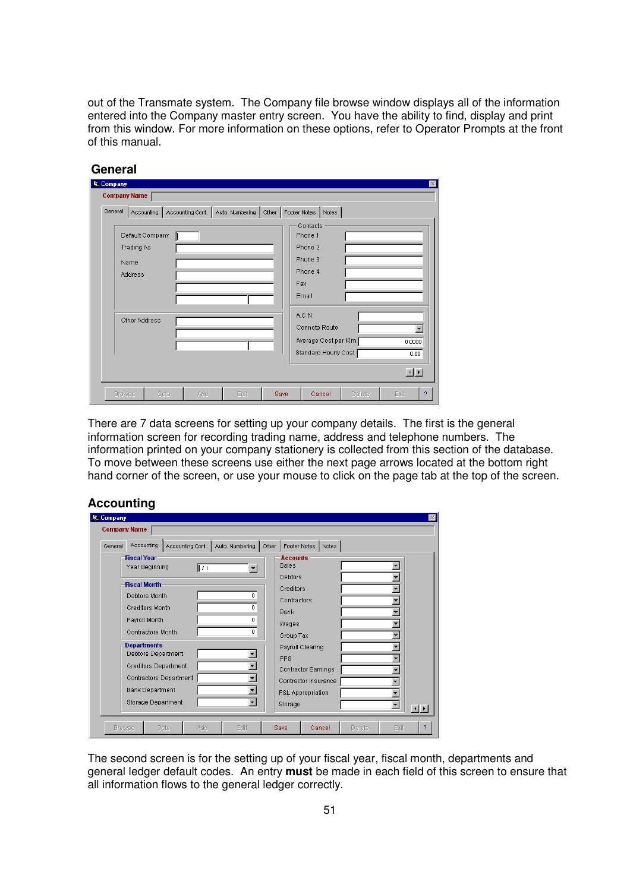out of the Transmate system. The Company file browse window displays all of the information entered into the Company master entry screen. You have the ability to find, display and print from this window. For more information on these options, refer to Operator Prompts at the front of this manual.

## General

There are 7 data screens for setting up your company details. The first is the general information screen for recording trading name, address and telephone numbers. The information printed on your company stationery is collected from this section of the database. To move between these screens use either the next page arrows located at the bottom right hand corner of the screen, or use your mouse to click on the page tab at the top of the screen.

## Accounting

The second screen is for the setting up of your fiscal year, fiscal month, departments and general ledger default codes. An entry **must** be made in each field of this screen to ensure that all information flows to the general ledger correctly.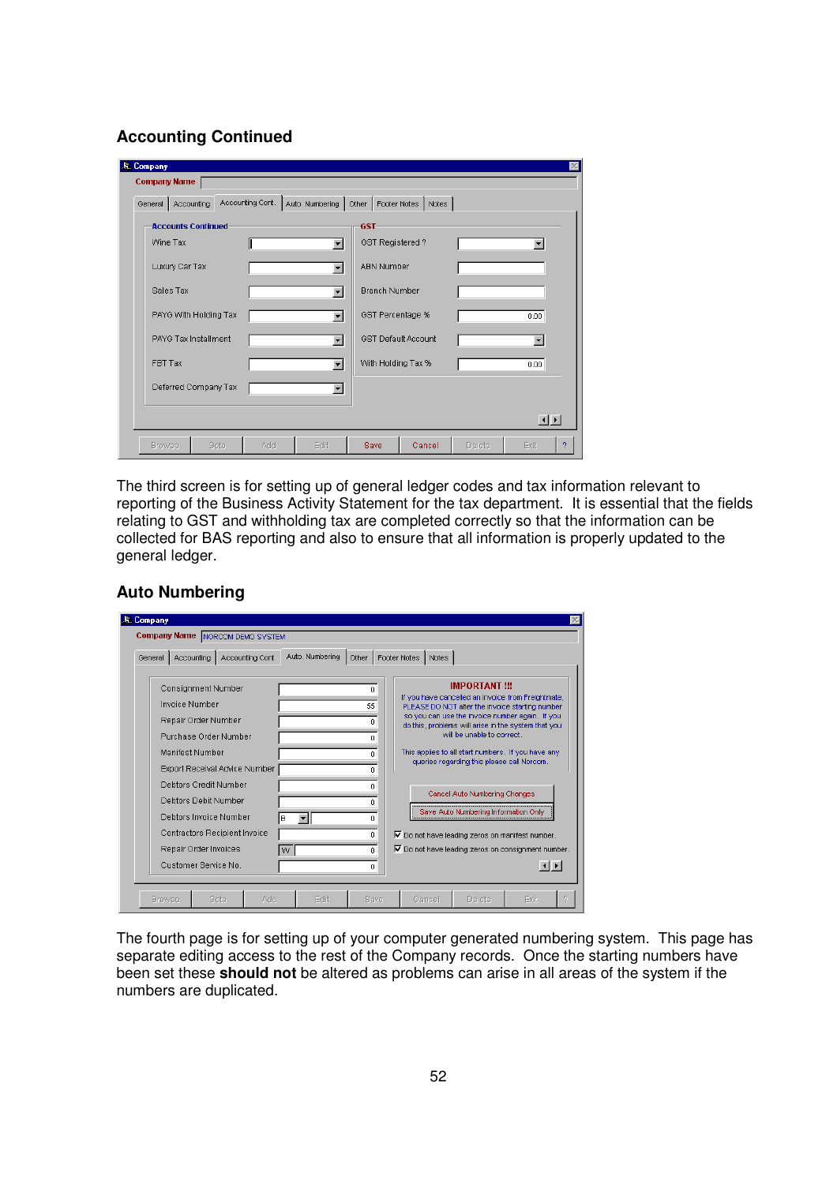## Accounting Continued

The third screen is for setting up of general ledger codes and tax information relevant to reporting of the Business Activity Statement for the tax department. It is essential that the fields relating to GST and withholding tax are completed correctly so that the information can be collected for BAS reporting and also to ensure that all information is properly updated to the general ledger.

## Auto Numbering

The fourth page is for setting up of your computer generated numbering system. This page has separate editing access to the rest of the Company records. Once the starting numbers have been set these **should not** be altered as problems can arise in all areas of the system if the numbers are duplicated.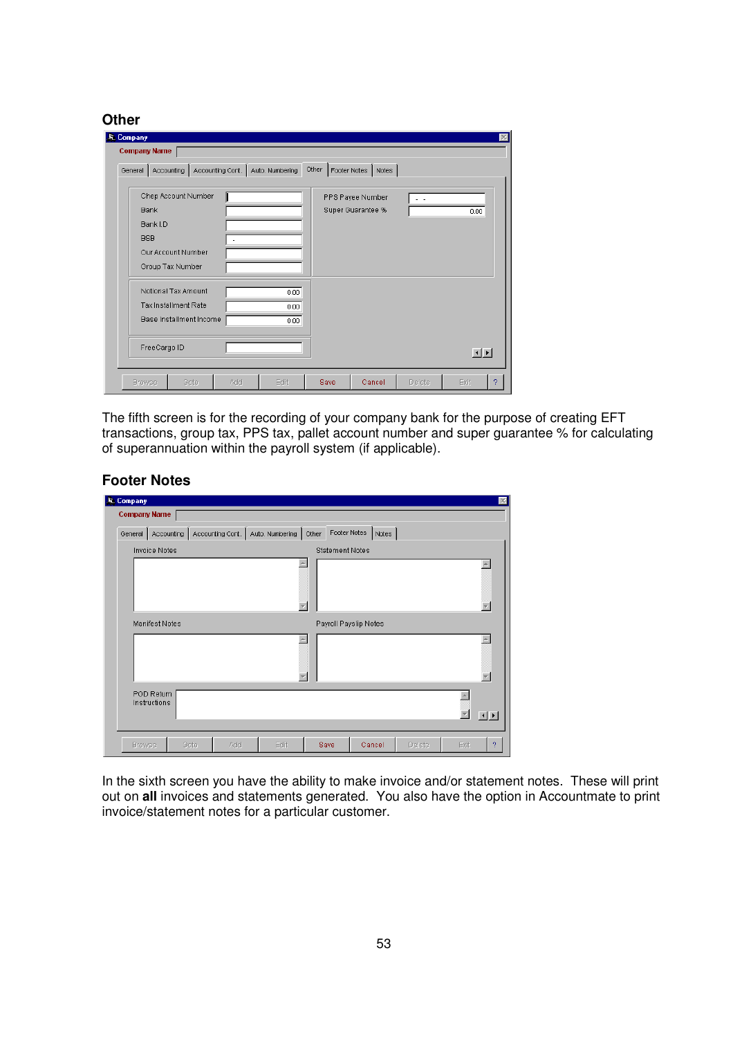## Other

Company

Company Name

General | Accounting | Accounting Cont. | Auto. Numbering | Other | Footer Notes | Notes

Chep Account Number
Bank
Bank I.D
BSB
Our Account Number
Group Tax Number

PPS Payee Number
Super Guarantee % 0.00

Notional Tax Amount 0.00
Tax Installment Rate 0.00
Base Installment Income 0.00

FreeCargo ID

Browse | Goto | Add | Edit | Save | Cancel | Delete | Exit | ?

The fifth screen is for the recording of your company bank for the purpose of creating EFT transactions, group tax, PPS tax, pallet account number and super guarantee % for calculating of superannuation within the payroll system (if applicable).

## Footer Notes

Company

Company Name

General | Accounting | Accounting Cont. | Auto. Numbering | Other | Footer Notes | Notes

Invoice Notes
Statement Notes
Manifest Notes
Payroll Payslip Notes
POD Return Instructions

Browse | Goto | Add | Edit | Save | Cancel | Delete | Exit | ?

In the sixth screen you have the ability to make invoice and/or statement notes. These will print out on **all** invoices and statements generated. You also have the option in Accountmate to print invoice/statement notes for a particular customer.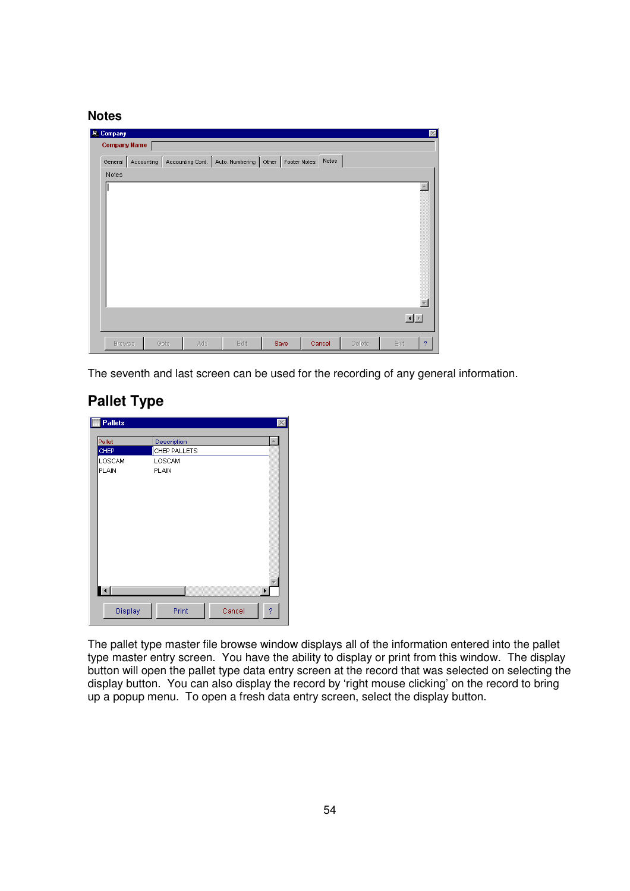## Notes

The seventh and last screen can be used for the recording of any general information.

## Pallet Type

The pallet type master file browse window displays all of the information entered into the pallet type master entry screen. You have the ability to display or print from this window. The display button will open the pallet type data entry screen at the record that was selected on selecting the display button. You can also display the record by ‘right mouse clicking’ on the record to bring up a popup menu. To open a fresh data entry screen, select the display button.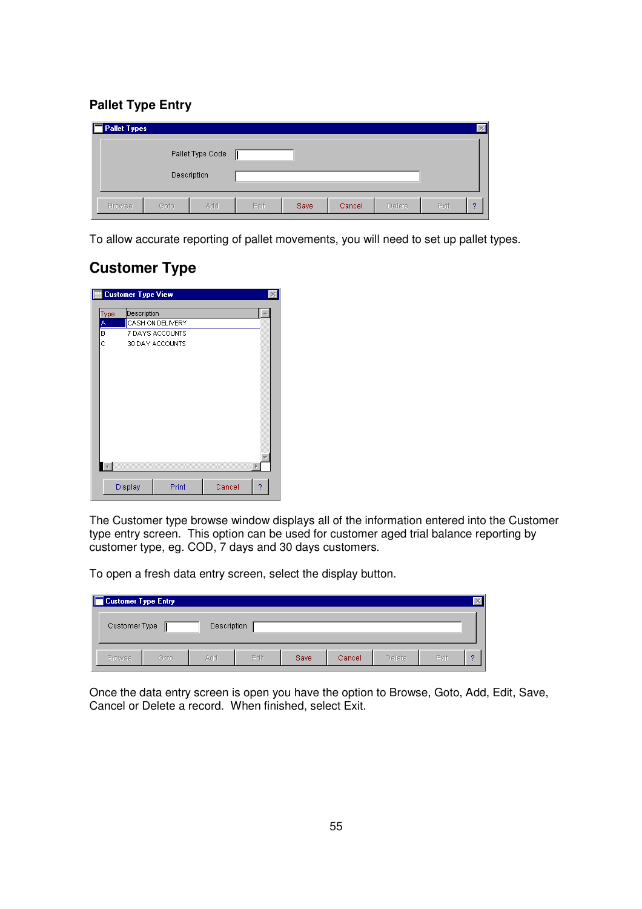## Pallet Type Entry

To allow accurate reporting of pallet movements, you will need to set up pallet types.

## Customer Type

The Customer type browse window displays all of the information entered into the Customer type entry screen. This option can be used for customer aged trial balance reporting by customer type, eg. COD, 7 days and 30 days customers.

To open a fresh data entry screen, select the display button.

Once the data entry screen is open you have the option to Browse, Goto, Add, Edit, Save, Cancel or Delete a record. When finished, select Exit.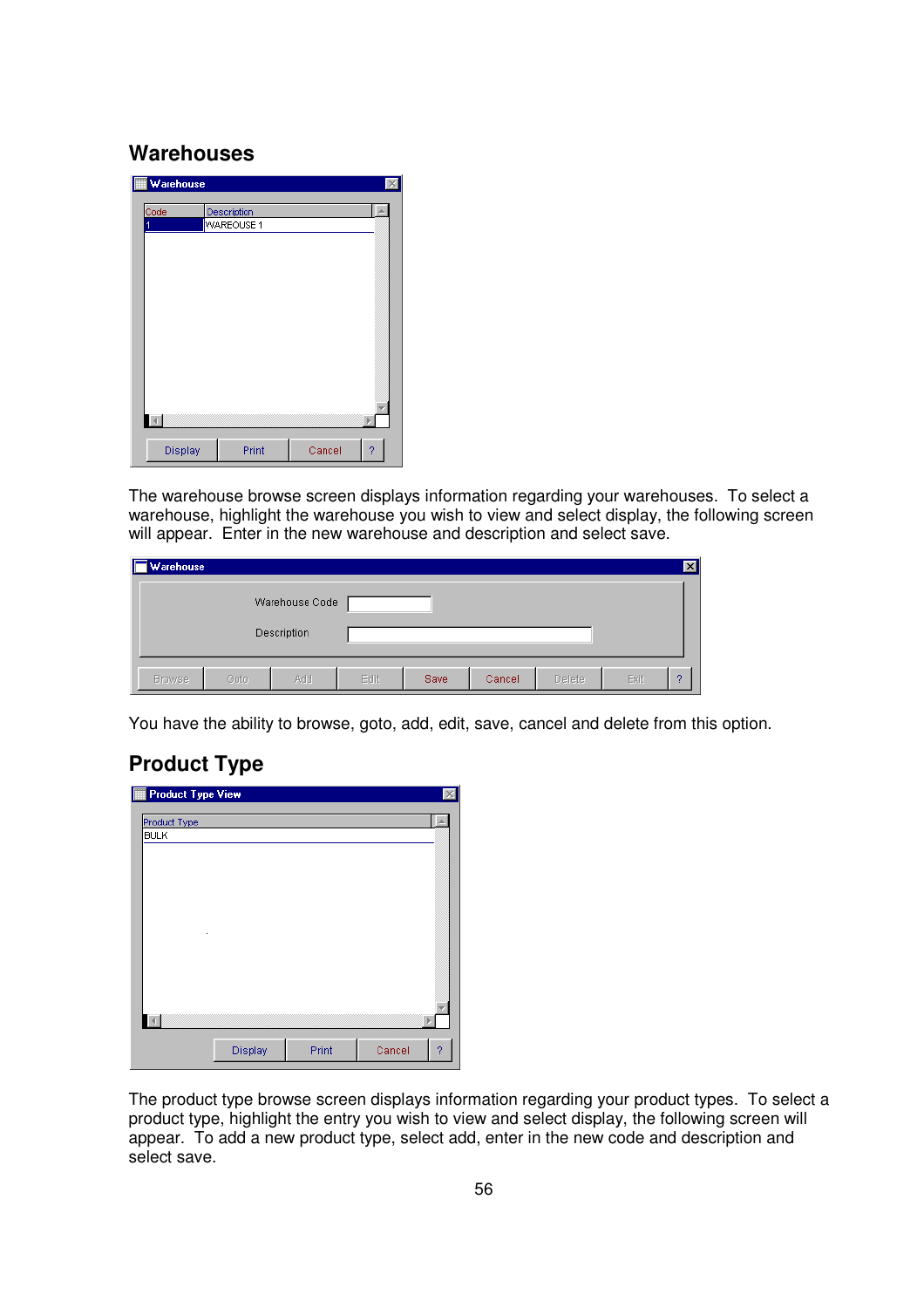## Warehouses

The warehouse browse screen displays information regarding your warehouses. To select a warehouse, highlight the warehouse you wish to view and select display, the following screen will appear. Enter in the new warehouse and description and select save.

You have the ability to browse, goto, add, edit, save, cancel and delete from this option.

## Product Type

The product type browse screen displays information regarding your product types. To select a product type, highlight the entry you wish to view and select display, the following screen will appear. To add a new product type, select add, enter in the new code and description and select save.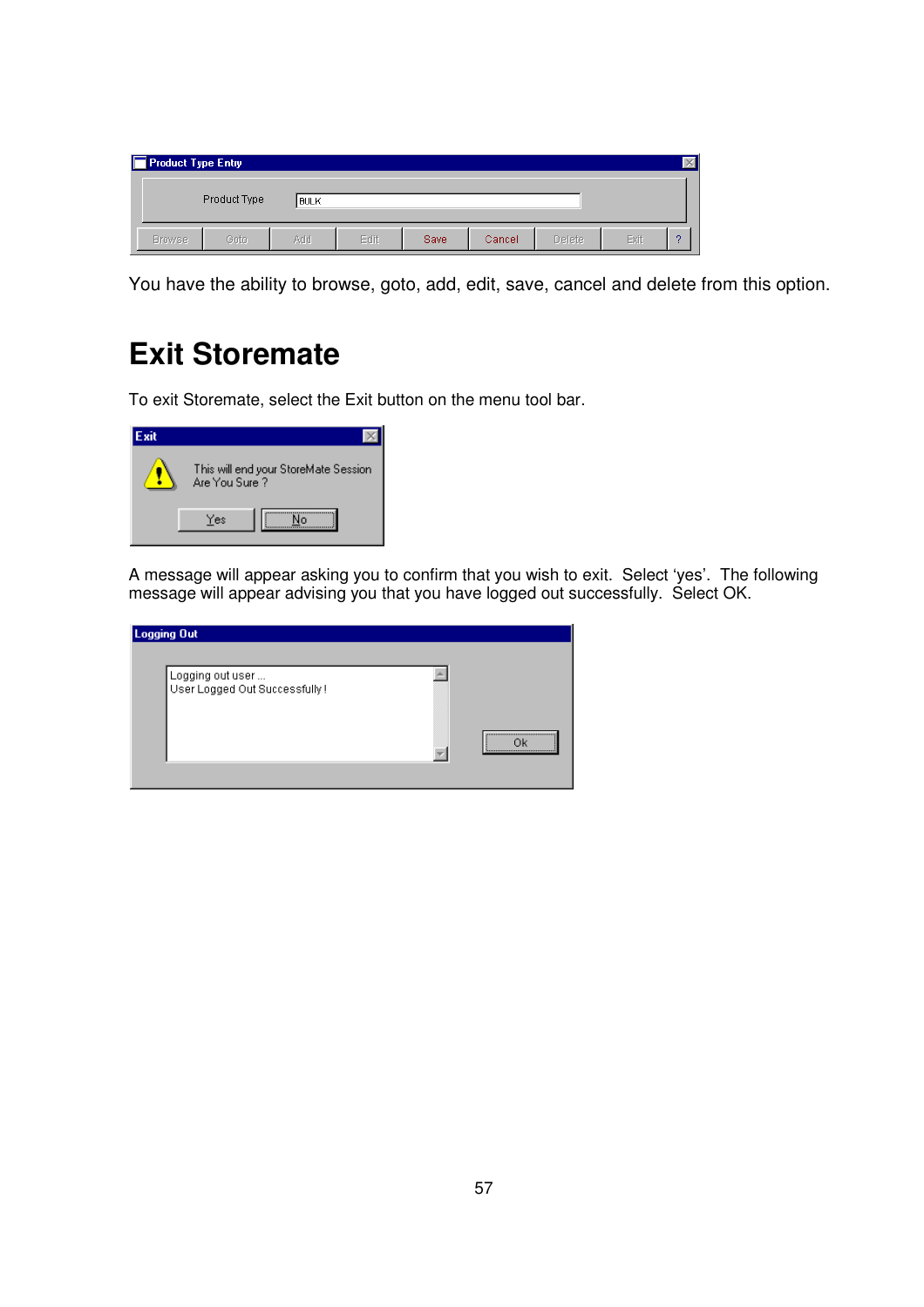You have the ability to browse, goto, add, edit, save, cancel and delete from this option.

# Exit Storemate

To exit Storemate, select the Exit button on the menu tool bar.

A message will appear asking you to confirm that you wish to exit. Select 'yes'. The following message will appear advising you that you have logged out successfully. Select OK.